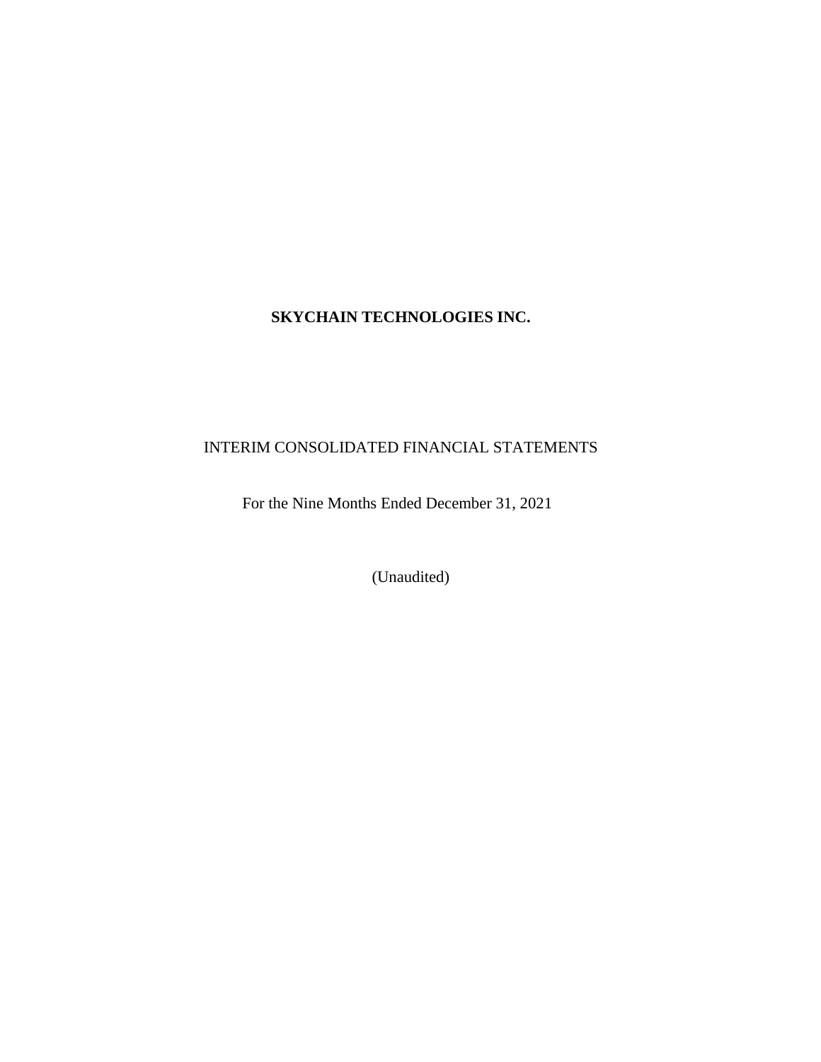# SKYCHAIN TECHNOLOGIES INC.

INTERIM CONSOLIDATED FINANCIAL STATEMENTS

For the Nine Months Ended December 31, 2021

(Unaudited)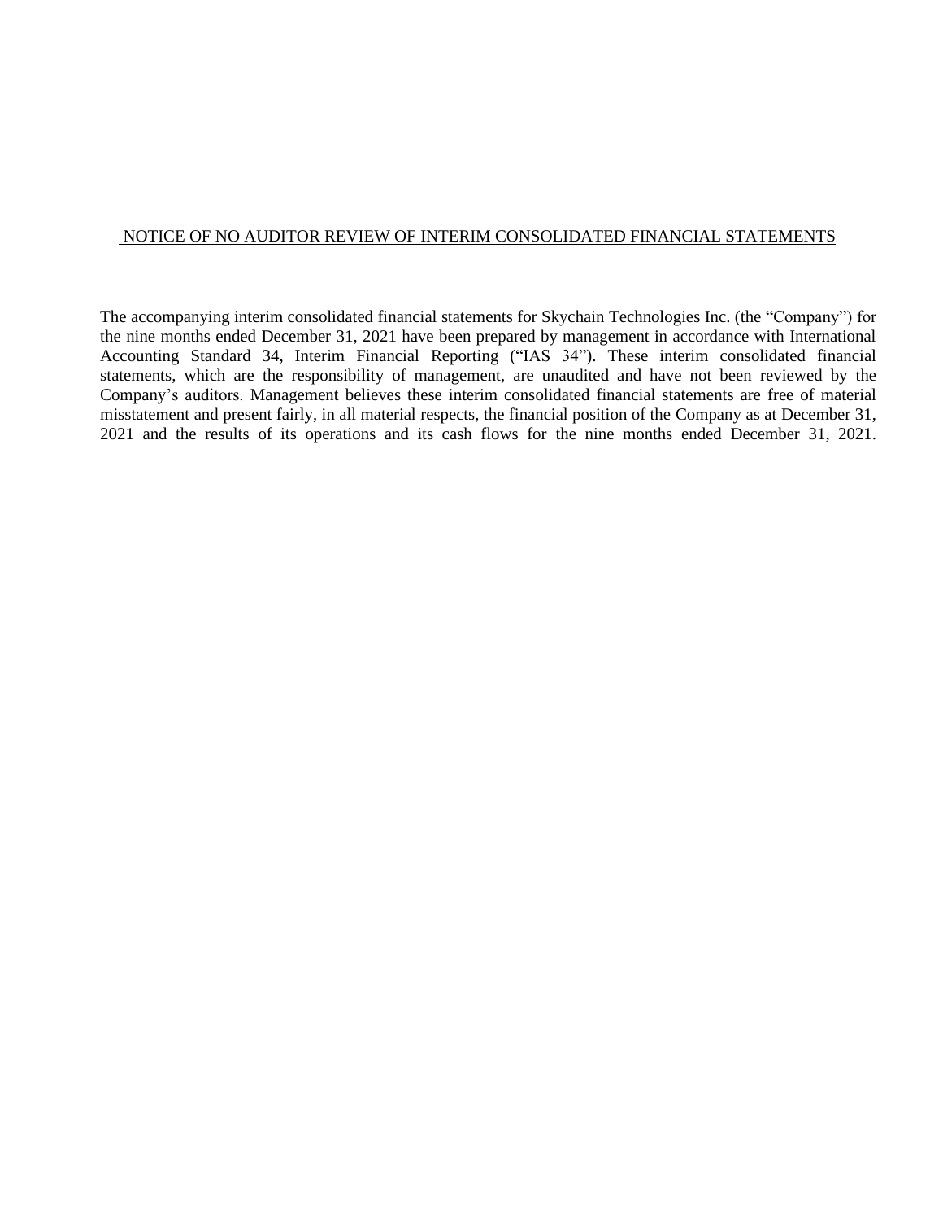## NOTICE OF NO AUDITOR REVIEW OF INTERIM CONSOLIDATED FINANCIAL STATEMENTS

The accompanying interim consolidated financial statements for Skychain Technologies Inc. (the "Company") for the nine months ended December 31, 2021 have been prepared by management in accordance with International Accounting Standard 34, Interim Financial Reporting ("IAS 34"). These interim consolidated financial statements, which are the responsibility of management, are unaudited and have not been reviewed by the Company's auditors. Management believes these interim consolidated financial statements are free of material misstatement and present fairly, in all material respects, the financial position of the Company as at December 31, 2021 and the results of its operations and its cash flows for the nine months ended December 31, 2021.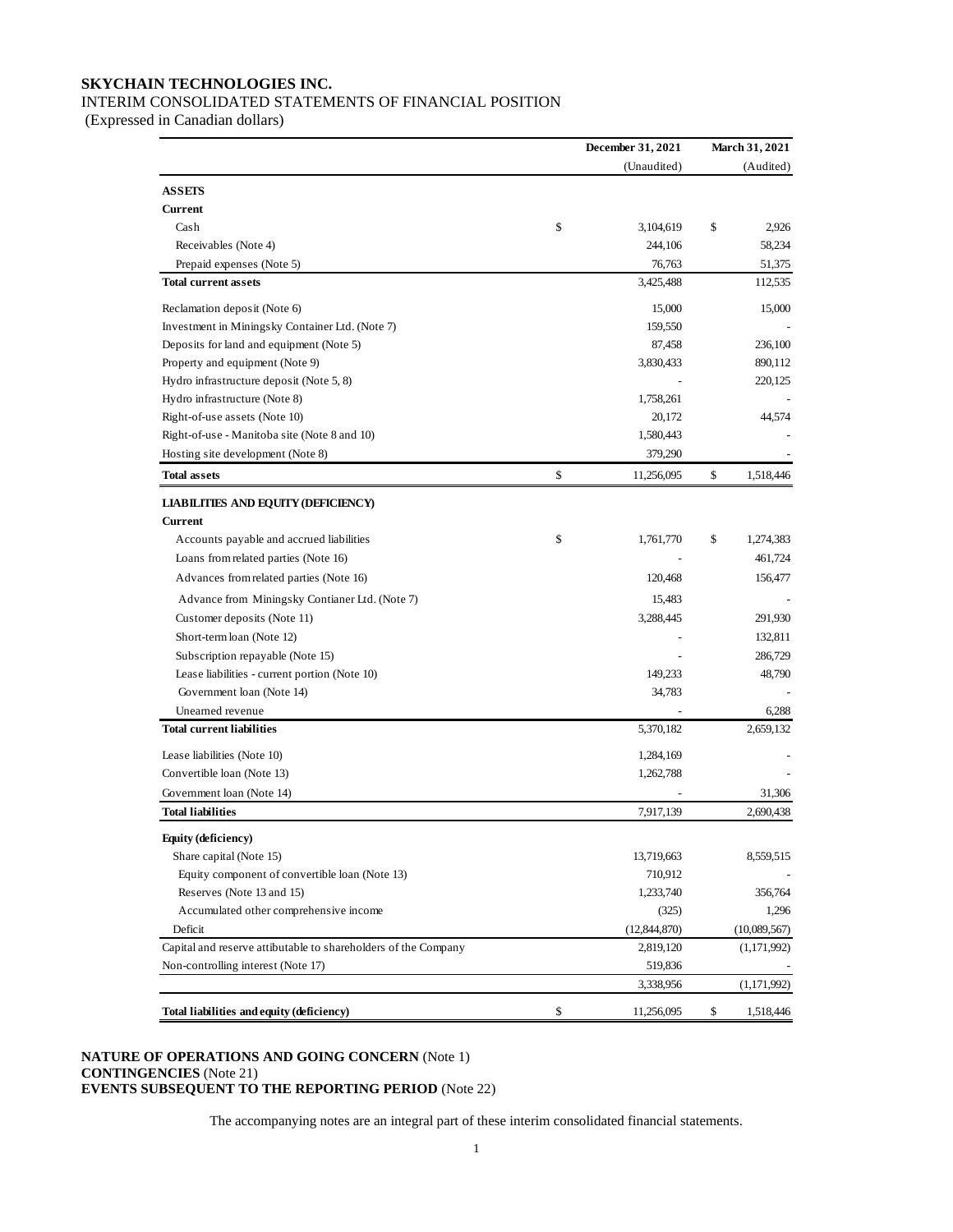**SKYCHAIN TECHNOLOGIES INC.**

INTERIM CONSOLIDATED STATEMENTS OF FINANCIAL POSITION

(Expressed in Canadian dollars)

| | December 31, 2021 | March 31, 2021 |
|---|---|---|
| | (Unaudited) | (Audited) |
| **ASSETS** | | |
| **Current** | | |
| Cash | $ 3,104,619 | $ 2,926 |
| Receivables (Note 4) | 244,106 | 58,234 |
| Prepaid expenses (Note 5) | 76,763 | 51,375 |
| **Total current assets** | 3,425,488 | 112,535 |
| Reclamation deposit (Note 6) | 15,000 | 15,000 |
| Investment in Miningsky Container Ltd. (Note 7) | 159,550 | - |
| Deposits for land and equipment (Note 5) | 87,458 | 236,100 |
| Property and equipment (Note 9) | 3,830,433 | 890,112 |
| Hydro infrastructure deposit (Note 5, 8) | - | 220,125 |
| Hydro infrastructure (Note 8) | 1,758,261 | - |
| Right-of-use assets (Note 10) | 20,172 | 44,574 |
| Right-of-use - Manitoba site (Note 8 and 10) | 1,580,443 | - |
| Hosting site development (Note 8) | 379,290 | - |
| **Total assets** | $ 11,256,095 | $ 1,518,446 |
| **LIABILITIES AND EQUITY (DEFICIENCY)** | | |
| **Current** | | |
| Accounts payable and accrued liabilities | $ 1,761,770 | $ 1,274,383 |
| Loans from related parties (Note 16) | - | 461,724 |
| Advances from related parties (Note 16) | 120,468 | 156,477 |
| Advance from Miningsky Contianer Ltd. (Note 7) | 15,483 | - |
| Customer deposits (Note 11) | 3,288,445 | 291,930 |
| Short-term loan (Note 12) | - | 132,811 |
| Subscription repayable (Note 15) | - | 286,729 |
| Lease liabilities - current portion (Note 10) | 149,233 | 48,790 |
| Government loan (Note 14) | 34,783 | - |
| Unearned revenue | - | 6,288 |
| **Total current liabilities** | 5,370,182 | 2,659,132 |
| Lease liabilities (Note 10) | 1,284,169 | - |
| Convertible loan (Note 13) | 1,262,788 | - |
| Government loan (Note 14) | - | 31,306 |
| **Total liabilities** | 7,917,139 | 2,690,438 |
| **Equity (deficiency)** | | |
| Share capital (Note 15) | 13,719,663 | 8,559,515 |
| Equity component of convertible loan (Note 13) | 710,912 | - |
| Reserves (Note 13 and 15) | 1,233,740 | 356,764 |
| Accumulated other comprehensive income | (325) | 1,296 |
| Deficit | (12,844,870) | (10,089,567) |
| Capital and reserve attibutable to shareholders of the Company | 2,819,120 | (1,171,992) |
| Non-controlling interest (Note 17) | 519,836 | - |
| | 3,338,956 | (1,171,992) |
| **Total liabilities and equity (deficiency)** | $ 11,256,095 | $ 1,518,446 |

**NATURE OF OPERATIONS AND GOING CONCERN** (Note 1)
**CONTINGENCIES** (Note 21)
**EVENTS SUBSEQUENT TO THE REPORTING PERIOD** (Note 22)

The accompanying notes are an integral part of these interim consolidated financial statements.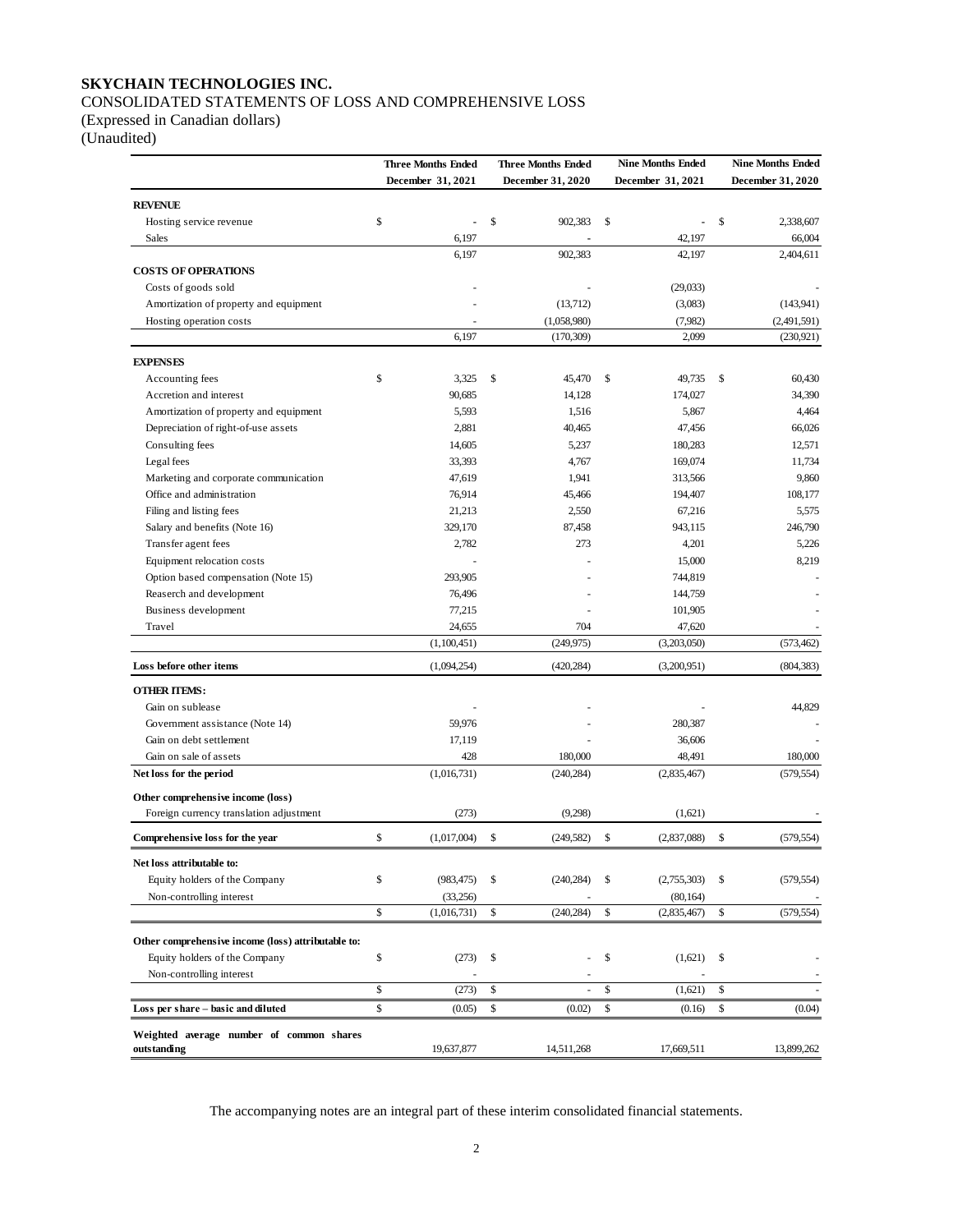**SKYCHAIN TECHNOLOGIES INC.**

CONSOLIDATED STATEMENTS OF LOSS AND COMPREHENSIVE LOSS
(Expressed in Canadian dollars)
(Unaudited)

| | Three Months Ended December 31, 2021 | Three Months Ended December 31, 2020 | Nine Months Ended December 31, 2021 | Nine Months Ended December 31, 2020 |
|---|---|---|---|---|
| **REVENUE** | | | | |
| Hosting service revenue | $ - | $ 902,383 | $ - | $ 2,338,607 |
| Sales | 6,197 | - | 42,197 | 66,004 |
| | 6,197 | 902,383 | 42,197 | 2,404,611 |
| **COSTS OF OPERATIONS** | | | | |
| Costs of goods sold | - | - | (29,033) | - |
| Amortization of property and equipment | - | (13,712) | (3,083) | (143,941) |
| Hosting operation costs | - | (1,058,980) | (7,982) | (2,491,591) |
| | 6,197 | (170,309) | 2,099 | (230,921) |
| **EXPENSES** | | | | |
| Accounting fees | $ 3,325 | $ 45,470 | $ 49,735 | $ 60,430 |
| Accretion and interest | 90,685 | 14,128 | 174,027 | 34,390 |
| Amortization of property and equipment | 5,593 | 1,516 | 5,867 | 4,464 |
| Depreciation of right-of-use assets | 2,881 | 40,465 | 47,456 | 66,026 |
| Consulting fees | 14,605 | 5,237 | 180,283 | 12,571 |
| Legal fees | 33,393 | 4,767 | 169,074 | 11,734 |
| Marketing and corporate communication | 47,619 | 1,941 | 313,566 | 9,860 |
| Office and administration | 76,914 | 45,466 | 194,407 | 108,177 |
| Filing and listing fees | 21,213 | 2,550 | 67,216 | 5,575 |
| Salary and benefits (Note 16) | 329,170 | 87,458 | 943,115 | 246,790 |
| Transfer agent fees | 2,782 | 273 | 4,201 | 5,226 |
| Equipment relocation costs | - | - | 15,000 | 8,219 |
| Option based compensation (Note 15) | 293,905 | - | 744,819 | - |
| Reaserch and development | 76,496 | - | 144,759 | - |
| Business development | 77,215 | - | 101,905 | - |
| Travel | 24,655 | 704 | 47,620 | - |
| | (1,100,451) | (249,975) | (3,203,050) | (573,462) |
| **Loss before other items** | (1,094,254) | (420,284) | (3,200,951) | (804,383) |
| **OTHER ITEMS:** | | | | |
| Gain on sublease | - | - | - | 44,829 |
| Government assistance (Note 14) | 59,976 | - | 280,387 | - |
| Gain on debt settlement | 17,119 | - | 36,606 | - |
| Gain on sale of assets | 428 | 180,000 | 48,491 | 180,000 |
| **Net loss for the period** | (1,016,731) | (240,284) | (2,835,467) | (579,554) |
| **Other comprehensive income (loss)** | | | | |
| Foreign currency translation adjustment | (273) | (9,298) | (1,621) | - |
| **Comprehensive loss for the year** | $ (1,017,004) | $ (249,582) | $ (2,837,088) | $ (579,554) |
| **Net loss attributable to:** | | | | |
| Equity holders of the Company | $ (983,475) | $ (240,284) | $ (2,755,303) | $ (579,554) |
| Non-controlling interest | (33,256) | - | (80,164) | - |
| | $ (1,016,731) | $ (240,284) | $ (2,835,467) | $ (579,554) |
| **Other comprehensive income (loss) attributable to:** | | | | |
| Equity holders of the Company | $ (273) | $ - | $ (1,621) | $ - |
| Non-controlling interest | - | - | - | - |
| | $ (273) | $ - | $ (1,621) | $ - |
| **Loss per share – basic and diluted** | $ (0.05) | $ (0.02) | $ (0.16) | $ (0.04) |
| **Weighted average number of common shares outstanding** | 19,637,877 | 14,511,268 | 17,669,511 | 13,899,262 |

The accompanying notes are an integral part of these interim consolidated financial statements.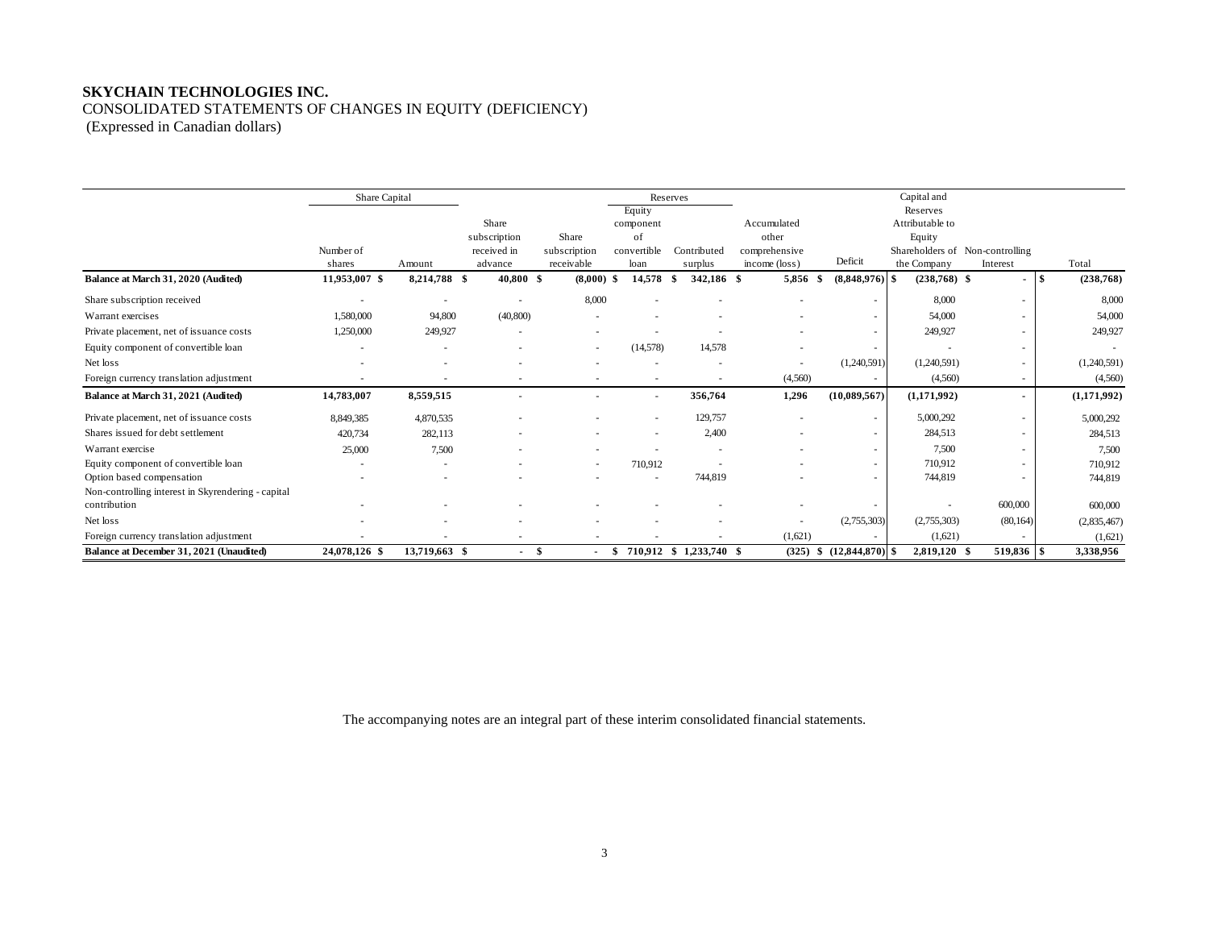**SKYCHAIN TECHNOLOGIES INC.**

CONSOLIDATED STATEMENTS OF CHANGES IN EQUITY (DEFICIENCY)

(Expressed in Canadian dollars)

| | Share Capital | | | | Reserves | | | | Capital and Reserves Attributable to Equity | | |
|---|---|---|---|---|---|---|---|---|---|---|---|
| | Number of shares | Amount | Share subscription received in advance | Share subscription receivable | Equity component of convertible loan | Contributed surplus | Accumulated other comprehensive income (loss) | Deficit | Shareholders of the Company | Non-controlling Interest | Total |
| **Balance at March 31, 2020 (Audited)** | **11,953,007** | **$ 8,214,788** | **$ 40,800** | **$ (8,000)** | **$ 14,578** | **$ 342,186** | **$ 5,856** | **$ (8,848,976)** | **$ (238,768)** | **$ -** | **$ (238,768)** |
| Share subscription received | - | - | - | 8,000 | - | - | - | - | 8,000 | - | 8,000 |
| Warrant exercises | 1,580,000 | 94,800 | (40,800) | - | - | - | - | - | 54,000 | - | 54,000 |
| Private placement, net of issuance costs | 1,250,000 | 249,927 | - | - | - | - | - | - | 249,927 | - | 249,927 |
| Equity component of convertible loan | - | - | - | - | (14,578) | 14,578 | - | - | - | - | - |
| Net loss | - | - | - | - | - | - | - | (1,240,591) | (1,240,591) | - | (1,240,591) |
| Foreign currency translation adjustment | - | - | - | - | - | - | (4,560) | - | (4,560) | - | (4,560) |
| **Balance at March 31, 2021 (Audited)** | **14,783,007** | **8,559,515** | **-** | **-** | **-** | **356,764** | **1,296** | **(10,089,567)** | **(1,171,992)** | **-** | **(1,171,992)** |
| Private placement, net of issuance costs | 8,849,385 | 4,870,535 | - | - | - | 129,757 | - | - | 5,000,292 | - | 5,000,292 |
| Shares issued for debt settlement | 420,734 | 282,113 | - | - | - | 2,400 | - | - | 284,513 | - | 284,513 |
| Warrant exercise | 25,000 | 7,500 | - | - | - | - | - | - | 7,500 | - | 7,500 |
| Equity component of convertible loan | - | - | - | - | 710,912 | - | - | - | 710,912 | - | 710,912 |
| Option based compensation | - | - | - | - | - | 744,819 | - | - | 744,819 | - | 744,819 |
| Non-controlling interest in Skyrendering - capital contribution | - | - | - | - | - | - | - | - | - | 600,000 | 600,000 |
| Net loss | - | - | - | - | - | - | - | (2,755,303) | (2,755,303) | (80,164) | (2,835,467) |
| Foreign currency translation adjustment | - | - | - | - | - | - | (1,621) | - | (1,621) | - | (1,621) |
| **Balance at December 31, 2021 (Unaudited)** | **24,078,126** | **$ 13,719,663** | **$ -** | **$ -** | **$ 710,912** | **$ 1,233,740** | **$ (325)** | **$ (12,844,870)** | **$ 2,819,120** | **$ 519,836** | **$ 3,338,956** |

The accompanying notes are an integral part of these interim consolidated financial statements.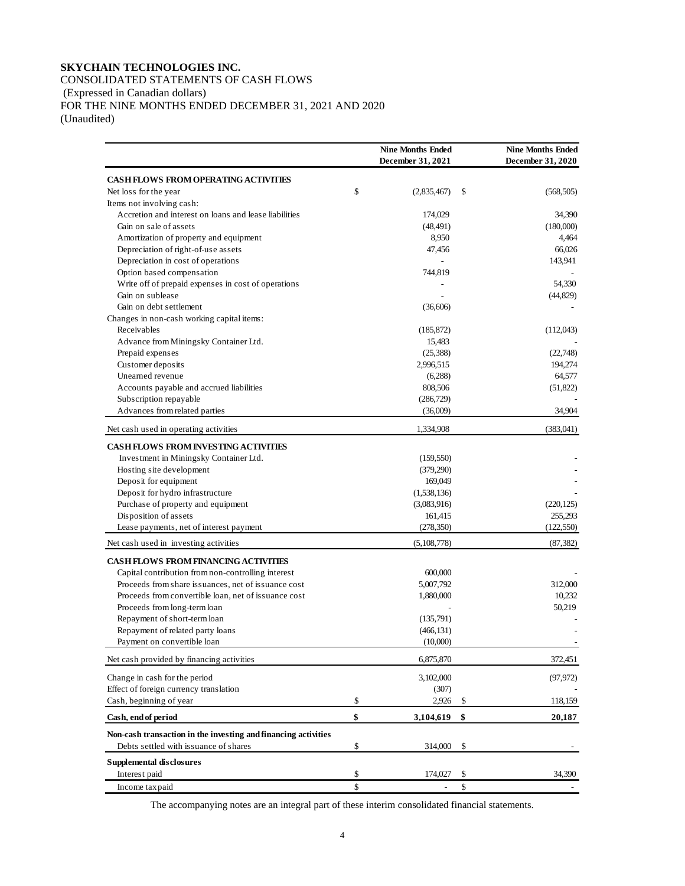**SKYCHAIN TECHNOLOGIES INC.**

CONSOLIDATED STATEMENTS OF CASH FLOWS

(Expressed in Canadian dollars)

FOR THE NINE MONTHS ENDED DECEMBER 31, 2021 AND 2020

(Unaudited)

| | Nine Months Ended December 31, 2021 | Nine Months Ended December 31, 2020 |
|---|---|---|
| **CASH FLOWS FROM OPERATING ACTIVITIES** | | |
| Net loss for the year | $ (2,835,467) | $ (568,505) |
| Items not involving cash: | | |
| Accretion and interest on loans and lease liabilities | 174,029 | 34,390 |
| Gain on sale of assets | (48,491) | (180,000) |
| Amortization of property and equipment | 8,950 | 4,464 |
| Depreciation of right-of-use assets | 47,456 | 66,026 |
| Depreciation in cost of operations | - | 143,941 |
| Option based compensation | 744,819 | - |
| Write off of prepaid expenses in cost of operations | - | 54,330 |
| Gain on sublease | - | (44,829) |
| Gain on debt settlement | (36,606) | - |
| Changes in non-cash working capital items: | | |
| Receivables | (185,872) | (112,043) |
| Advance from Miningsky Container Ltd. | 15,483 | - |
| Prepaid expenses | (25,388) | (22,748) |
| Customer deposits | 2,996,515 | 194,274 |
| Unearned revenue | (6,288) | 64,577 |
| Accounts payable and accrued liabilities | 808,506 | (51,822) |
| Subscription repayable | (286,729) | - |
| Advances from related parties | (36,009) | 34,904 |
| Net cash used in operating activities | 1,334,908 | (383,041) |
| **CASH FLOWS FROM INVESTING ACTIVITIES** | | |
| Investment in Miningsky Container Ltd. | (159,550) | - |
| Hosting site development | (379,290) | - |
| Deposit for equipment | 169,049 | - |
| Deposit for hydro infrastructure | (1,538,136) | - |
| Purchase of property and equipment | (3,083,916) | (220,125) |
| Disposition of assets | 161,415 | 255,293 |
| Lease payments, net of interest payment | (278,350) | (122,550) |
| Net cash used in investing activities | (5,108,778) | (87,382) |
| **CASH FLOWS FROM FINANCING ACTIVITIES** | | |
| Capital contribution from non-controlling interest | 600,000 | - |
| Proceeds from share issuances, net of issuance cost | 5,007,792 | 312,000 |
| Proceeds from convertible loan, net of issuance cost | 1,880,000 | 10,232 |
| Proceeds from long-term loan | - | 50,219 |
| Repayment of short-term loan | (135,791) | - |
| Repayment of related party loans | (466,131) | - |
| Payment on convertible loan | (10,000) | - |
| Net cash provided by financing activities | 6,875,870 | 372,451 |
| Change in cash for the period | 3,102,000 | (97,972) |
| Effect of foreign currency translation | (307) | - |
| Cash, beginning of year | $ 2,926 | $ 118,159 |
| **Cash, end of period** | **$ 3,104,619** | **$ 20,187** |
| **Non-cash transaction in the investing and financing activities** | | |
| Debts settled with issuance of shares | $ 314,000 | $ - |
| **Supplemental disclosures** | | |
| Interest paid | $ 174,027 | $ 34,390 |
| Income tax paid | $ - | $ - |

The accompanying notes are an integral part of these interim consolidated financial statements.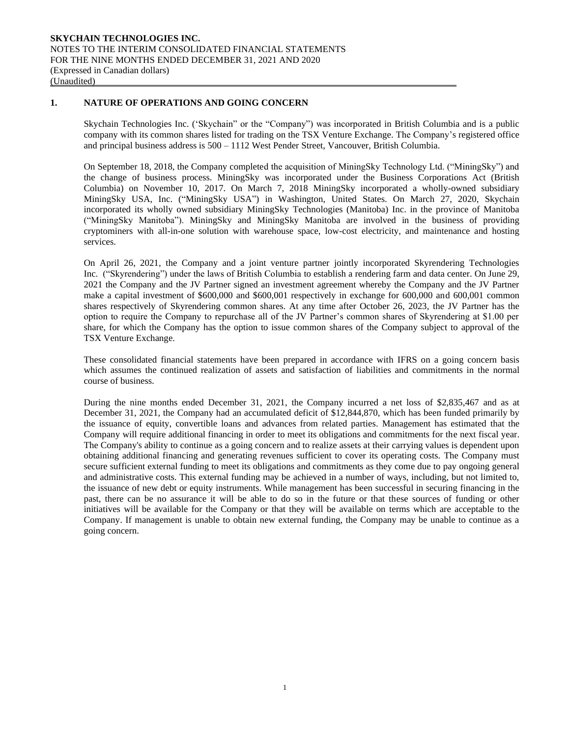## 1. NATURE OF OPERATIONS AND GOING CONCERN

Skychain Technologies Inc. ('Skychain" or the "Company") was incorporated in British Columbia and is a public company with its common shares listed for trading on the TSX Venture Exchange. The Company's registered office and principal business address is 500 – 1112 West Pender Street, Vancouver, British Columbia.

On September 18, 2018, the Company completed the acquisition of MiningSky Technology Ltd. ("MiningSky") and the change of business process. MiningSky was incorporated under the Business Corporations Act (British Columbia) on November 10, 2017. On March 7, 2018 MiningSky incorporated a wholly-owned subsidiary MiningSky USA, Inc. ("MiningSky USA") in Washington, United States. On March 27, 2020, Skychain incorporated its wholly owned subsidiary MiningSky Technologies (Manitoba) Inc. in the province of Manitoba ("MiningSky Manitoba"). MiningSky and MiningSky Manitoba are involved in the business of providing cryptominers with all-in-one solution with warehouse space, low-cost electricity, and maintenance and hosting services.

On April 26, 2021, the Company and a joint venture partner jointly incorporated Skyrendering Technologies Inc. ("Skyrendering") under the laws of British Columbia to establish a rendering farm and data center. On June 29, 2021 the Company and the JV Partner signed an investment agreement whereby the Company and the JV Partner make a capital investment of $600,000 and $600,001 respectively in exchange for 600,000 and 600,001 common shares respectively of Skyrendering common shares. At any time after October 26, 2023, the JV Partner has the option to require the Company to repurchase all of the JV Partner's common shares of Skyrendering at $1.00 per share, for which the Company has the option to issue common shares of the Company subject to approval of the TSX Venture Exchange.

These consolidated financial statements have been prepared in accordance with IFRS on a going concern basis which assumes the continued realization of assets and satisfaction of liabilities and commitments in the normal course of business.

During the nine months ended December 31, 2021, the Company incurred a net loss of $2,835,467 and as at December 31, 2021, the Company had an accumulated deficit of $12,844,870, which has been funded primarily by the issuance of equity, convertible loans and advances from related parties. Management has estimated that the Company will require additional financing in order to meet its obligations and commitments for the next fiscal year. The Company's ability to continue as a going concern and to realize assets at their carrying values is dependent upon obtaining additional financing and generating revenues sufficient to cover its operating costs. The Company must secure sufficient external funding to meet its obligations and commitments as they come due to pay ongoing general and administrative costs. This external funding may be achieved in a number of ways, including, but not limited to, the issuance of new debt or equity instruments. While management has been successful in securing financing in the past, there can be no assurance it will be able to do so in the future or that these sources of funding or other initiatives will be available for the Company or that they will be available on terms which are acceptable to the Company. If management is unable to obtain new external funding, the Company may be unable to continue as a going concern.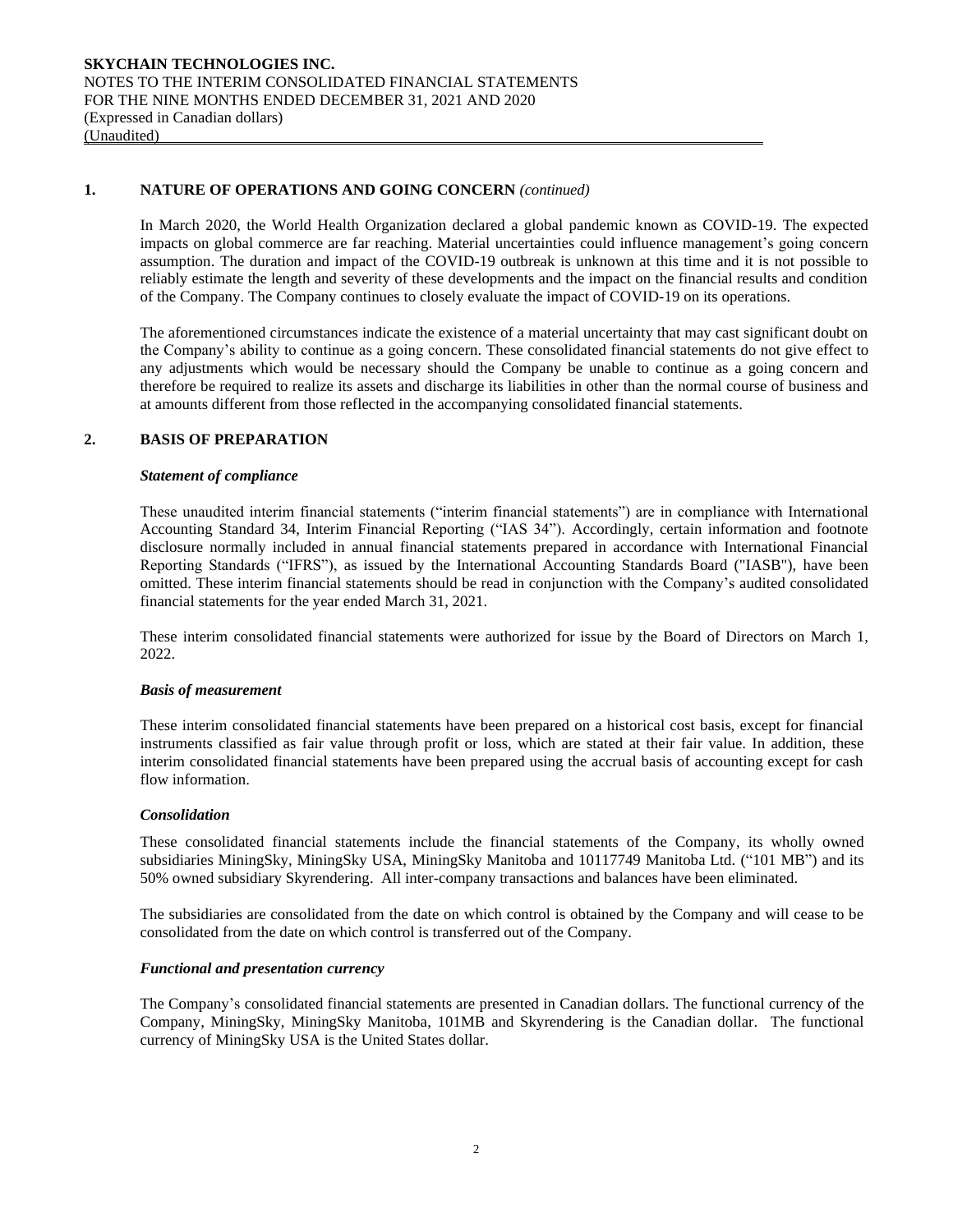## 1. NATURE OF OPERATIONS AND GOING CONCERN *(continued)*

In March 2020, the World Health Organization declared a global pandemic known as COVID-19. The expected impacts on global commerce are far reaching. Material uncertainties could influence management's going concern assumption. The duration and impact of the COVID-19 outbreak is unknown at this time and it is not possible to reliably estimate the length and severity of these developments and the impact on the financial results and condition of the Company. The Company continues to closely evaluate the impact of COVID-19 on its operations.

The aforementioned circumstances indicate the existence of a material uncertainty that may cast significant doubt on the Company's ability to continue as a going concern. These consolidated financial statements do not give effect to any adjustments which would be necessary should the Company be unable to continue as a going concern and therefore be required to realize its assets and discharge its liabilities in other than the normal course of business and at amounts different from those reflected in the accompanying consolidated financial statements.

## 2. BASIS OF PREPARATION

### *Statement of compliance*

These unaudited interim financial statements ("interim financial statements") are in compliance with International Accounting Standard 34, Interim Financial Reporting ("IAS 34"). Accordingly, certain information and footnote disclosure normally included in annual financial statements prepared in accordance with International Financial Reporting Standards ("IFRS"), as issued by the International Accounting Standards Board ("IASB"), have been omitted. These interim financial statements should be read in conjunction with the Company's audited consolidated financial statements for the year ended March 31, 2021.

These interim consolidated financial statements were authorized for issue by the Board of Directors on March 1, 2022.

### *Basis of measurement*

These interim consolidated financial statements have been prepared on a historical cost basis, except for financial instruments classified as fair value through profit or loss, which are stated at their fair value. In addition, these interim consolidated financial statements have been prepared using the accrual basis of accounting except for cash flow information.

### *Consolidation*

These consolidated financial statements include the financial statements of the Company, its wholly owned subsidiaries MiningSky, MiningSky USA, MiningSky Manitoba and 10117749 Manitoba Ltd. ("101 MB") and its 50% owned subsidiary Skyrendering. All inter-company transactions and balances have been eliminated.

The subsidiaries are consolidated from the date on which control is obtained by the Company and will cease to be consolidated from the date on which control is transferred out of the Company.

### *Functional and presentation currency*

The Company's consolidated financial statements are presented in Canadian dollars. The functional currency of the Company, MiningSky, MiningSky Manitoba, 101MB and Skyrendering is the Canadian dollar. The functional currency of MiningSky USA is the United States dollar.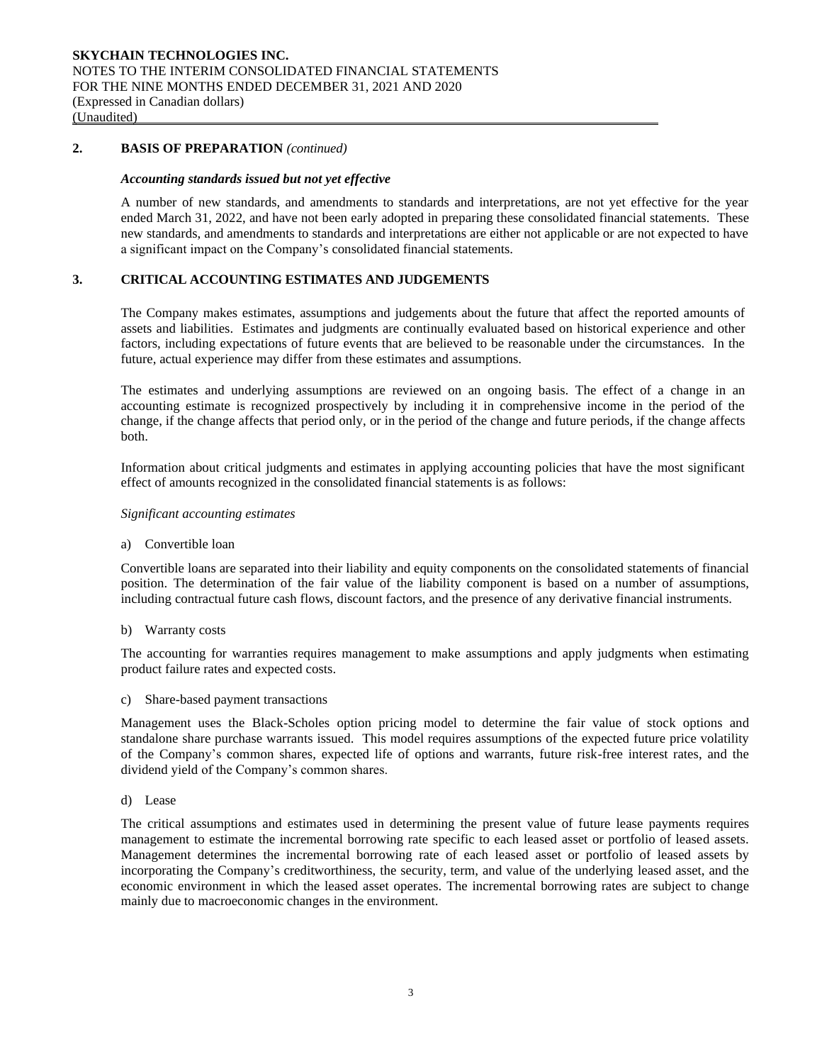## 2. BASIS OF PREPARATION *(continued)*

### *Accounting standards issued but not yet effective*

A number of new standards, and amendments to standards and interpretations, are not yet effective for the year ended March 31, 2022, and have not been early adopted in preparing these consolidated financial statements. These new standards, and amendments to standards and interpretations are either not applicable or are not expected to have a significant impact on the Company's consolidated financial statements.

## 3. CRITICAL ACCOUNTING ESTIMATES AND JUDGEMENTS

The Company makes estimates, assumptions and judgements about the future that affect the reported amounts of assets and liabilities. Estimates and judgments are continually evaluated based on historical experience and other factors, including expectations of future events that are believed to be reasonable under the circumstances. In the future, actual experience may differ from these estimates and assumptions.

The estimates and underlying assumptions are reviewed on an ongoing basis. The effect of a change in an accounting estimate is recognized prospectively by including it in comprehensive income in the period of the change, if the change affects that period only, or in the period of the change and future periods, if the change affects both.

Information about critical judgments and estimates in applying accounting policies that have the most significant effect of amounts recognized in the consolidated financial statements is as follows:

*Significant accounting estimates*

a) Convertible loan

Convertible loans are separated into their liability and equity components on the consolidated statements of financial position. The determination of the fair value of the liability component is based on a number of assumptions, including contractual future cash flows, discount factors, and the presence of any derivative financial instruments.

b) Warranty costs

The accounting for warranties requires management to make assumptions and apply judgments when estimating product failure rates and expected costs.

c) Share-based payment transactions

Management uses the Black-Scholes option pricing model to determine the fair value of stock options and standalone share purchase warrants issued. This model requires assumptions of the expected future price volatility of the Company's common shares, expected life of options and warrants, future risk-free interest rates, and the dividend yield of the Company's common shares.

d) Lease

The critical assumptions and estimates used in determining the present value of future lease payments requires management to estimate the incremental borrowing rate specific to each leased asset or portfolio of leased assets. Management determines the incremental borrowing rate of each leased asset or portfolio of leased assets by incorporating the Company's creditworthiness, the security, term, and value of the underlying leased asset, and the economic environment in which the leased asset operates. The incremental borrowing rates are subject to change mainly due to macroeconomic changes in the environment.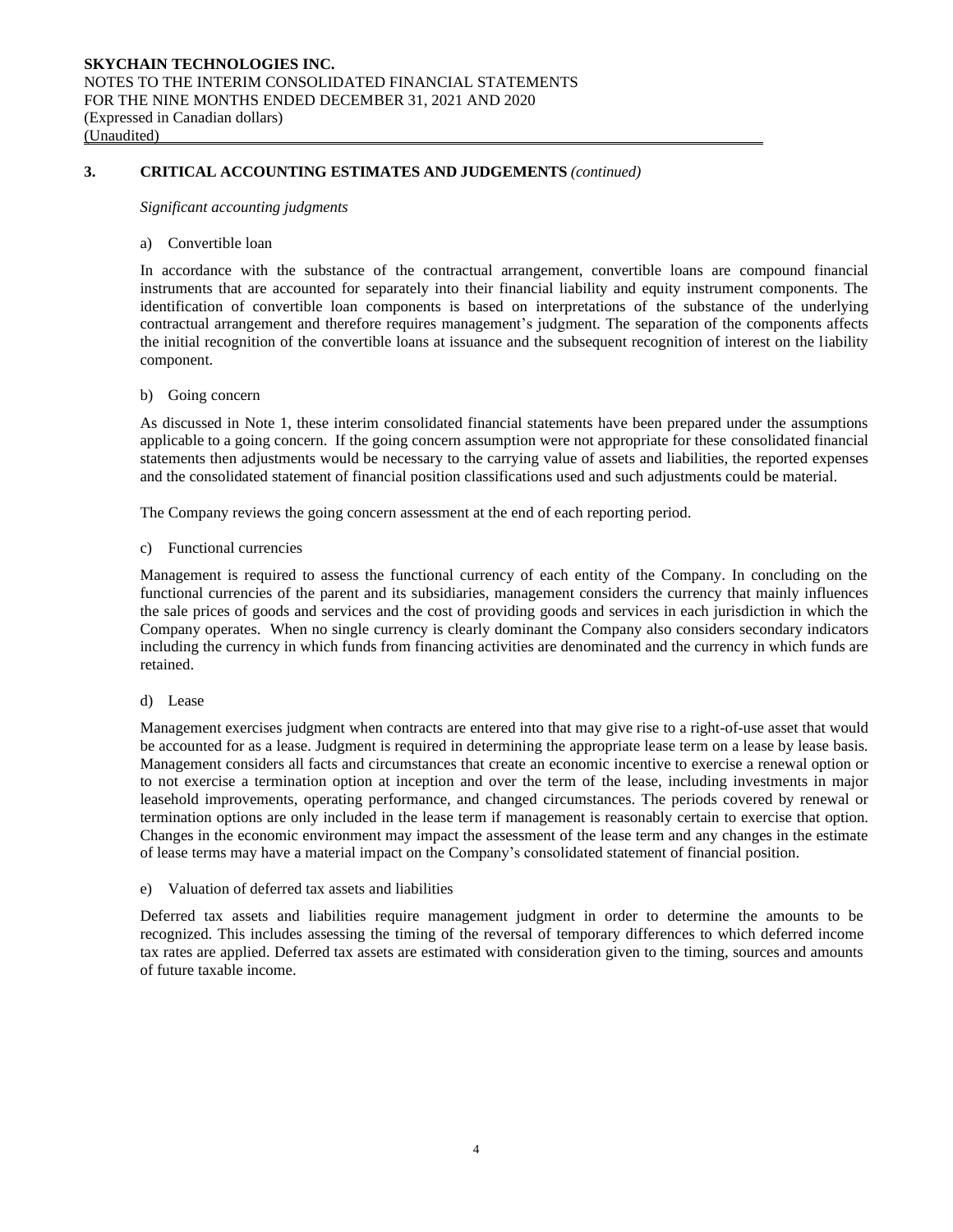## 3. CRITICAL ACCOUNTING ESTIMATES AND JUDGEMENTS *(continued)*

*Significant accounting judgments*

a) Convertible loan

In accordance with the substance of the contractual arrangement, convertible loans are compound financial instruments that are accounted for separately into their financial liability and equity instrument components. The identification of convertible loan components is based on interpretations of the substance of the underlying contractual arrangement and therefore requires management's judgment. The separation of the components affects the initial recognition of the convertible loans at issuance and the subsequent recognition of interest on the liability component.

b) Going concern

As discussed in Note 1, these interim consolidated financial statements have been prepared under the assumptions applicable to a going concern. If the going concern assumption were not appropriate for these consolidated financial statements then adjustments would be necessary to the carrying value of assets and liabilities, the reported expenses and the consolidated statement of financial position classifications used and such adjustments could be material.

The Company reviews the going concern assessment at the end of each reporting period.

c) Functional currencies

Management is required to assess the functional currency of each entity of the Company. In concluding on the functional currencies of the parent and its subsidiaries, management considers the currency that mainly influences the sale prices of goods and services and the cost of providing goods and services in each jurisdiction in which the Company operates. When no single currency is clearly dominant the Company also considers secondary indicators including the currency in which funds from financing activities are denominated and the currency in which funds are retained.

d) Lease

Management exercises judgment when contracts are entered into that may give rise to a right-of-use asset that would be accounted for as a lease. Judgment is required in determining the appropriate lease term on a lease by lease basis. Management considers all facts and circumstances that create an economic incentive to exercise a renewal option or to not exercise a termination option at inception and over the term of the lease, including investments in major leasehold improvements, operating performance, and changed circumstances. The periods covered by renewal or termination options are only included in the lease term if management is reasonably certain to exercise that option. Changes in the economic environment may impact the assessment of the lease term and any changes in the estimate of lease terms may have a material impact on the Company's consolidated statement of financial position.

e) Valuation of deferred tax assets and liabilities

Deferred tax assets and liabilities require management judgment in order to determine the amounts to be recognized. This includes assessing the timing of the reversal of temporary differences to which deferred income tax rates are applied. Deferred tax assets are estimated with consideration given to the timing, sources and amounts of future taxable income.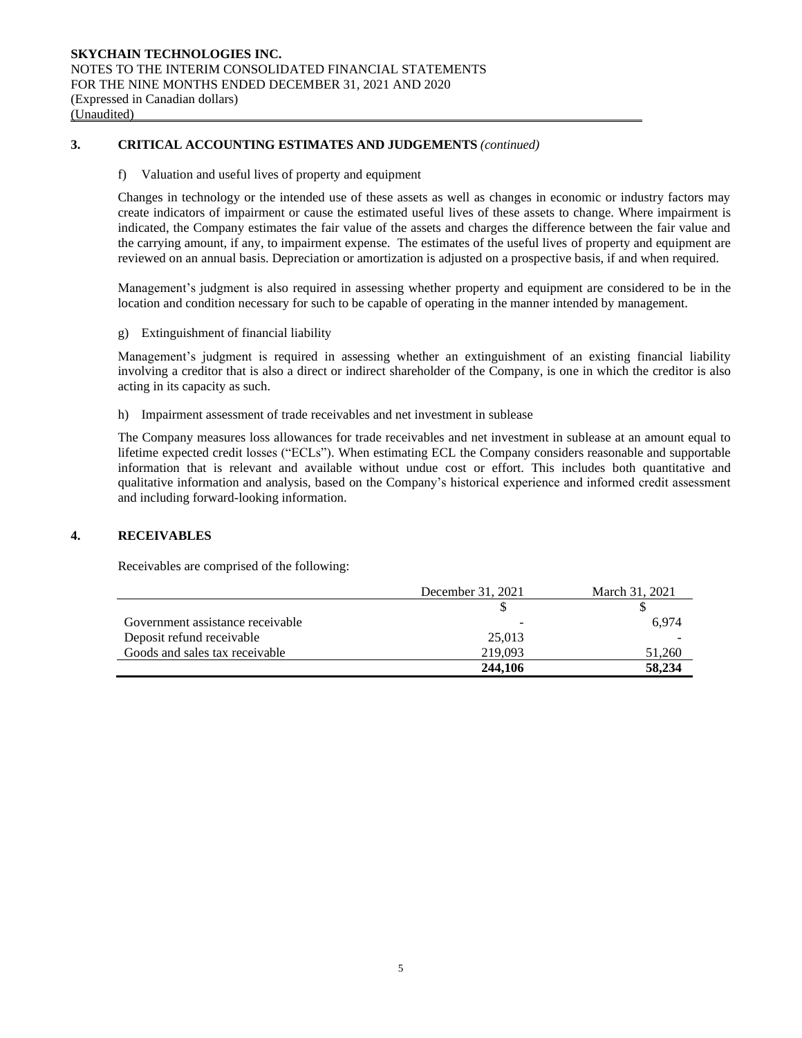## 3. CRITICAL ACCOUNTING ESTIMATES AND JUDGEMENTS *(continued)*

f) Valuation and useful lives of property and equipment

Changes in technology or the intended use of these assets as well as changes in economic or industry factors may create indicators of impairment or cause the estimated useful lives of these assets to change. Where impairment is indicated, the Company estimates the fair value of the assets and charges the difference between the fair value and the carrying amount, if any, to impairment expense. The estimates of the useful lives of property and equipment are reviewed on an annual basis. Depreciation or amortization is adjusted on a prospective basis, if and when required.

Management's judgment is also required in assessing whether property and equipment are considered to be in the location and condition necessary for such to be capable of operating in the manner intended by management.

g) Extinguishment of financial liability

Management's judgment is required in assessing whether an extinguishment of an existing financial liability involving a creditor that is also a direct or indirect shareholder of the Company, is one in which the creditor is also acting in its capacity as such.

h) Impairment assessment of trade receivables and net investment in sublease

The Company measures loss allowances for trade receivables and net investment in sublease at an amount equal to lifetime expected credit losses ("ECLs"). When estimating ECL the Company considers reasonable and supportable information that is relevant and available without undue cost or effort. This includes both quantitative and qualitative information and analysis, based on the Company's historical experience and informed credit assessment and including forward-looking information.

## 4. RECEIVABLES

Receivables are comprised of the following:

| | December 31, 2021 | March 31, 2021 |
|---|---|---|
| | $ | $ |
| Government assistance receivable | - | 6,974 |
| Deposit refund receivable | 25,013 | - |
| Goods and sales tax receivable | 219,093 | 51,260 |
| | **244,106** | **58,234** |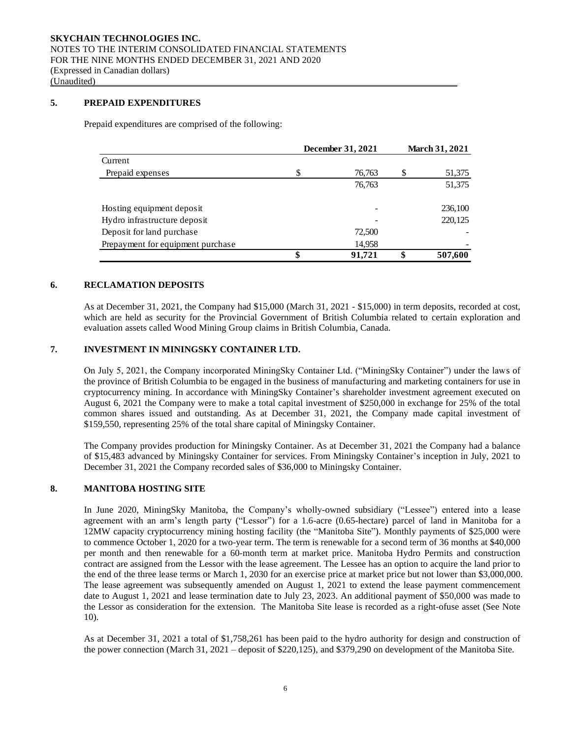## 5. PREPAID EXPENDITURES

Prepaid expenditures are comprised of the following:

| | December 31, 2021 | March 31, 2021 |
|---|---|---|
| Current | | |
| Prepaid expenses | $ 76,763 | $ 51,375 |
| | 76,763 | 51,375 |
| | | |
| Hosting equipment deposit | - | 236,100 |
| Hydro infrastructure deposit | - | 220,125 |
| Deposit for land purchase | 72,500 | - |
| Prepayment for equipment purchase | 14,958 | - |
| | **$ 91,721** | **$ 507,600** |

## 6. RECLAMATION DEPOSITS

As at December 31, 2021, the Company had $15,000 (March 31, 2021 - $15,000) in term deposits, recorded at cost, which are held as security for the Provincial Government of British Columbia related to certain exploration and evaluation assets called Wood Mining Group claims in British Columbia, Canada.

## 7. INVESTMENT IN MININGSKY CONTAINER LTD.

On July 5, 2021, the Company incorporated MiningSky Container Ltd. ("MiningSky Container") under the laws of the province of British Columbia to be engaged in the business of manufacturing and marketing containers for use in cryptocurrency mining. In accordance with MiningSky Container's shareholder investment agreement executed on August 6, 2021 the Company were to make a total capital investment of $250,000 in exchange for 25% of the total common shares issued and outstanding. As at December 31, 2021, the Company made capital investment of $159,550, representing 25% of the total share capital of Miningsky Container.

The Company provides production for Miningsky Container. As at December 31, 2021 the Company had a balance of $15,483 advanced by Miningsky Container for services. From Miningsky Container's inception in July, 2021 to December 31, 2021 the Company recorded sales of $36,000 to Miningsky Container.

## 8. MANITOBA HOSTING SITE

In June 2020, MiningSky Manitoba, the Company's wholly-owned subsidiary ("Lessee") entered into a lease agreement with an arm's length party ("Lessor") for a 1.6-acre (0.65-hectare) parcel of land in Manitoba for a 12MW capacity cryptocurrency mining hosting facility (the "Manitoba Site"). Monthly payments of $25,000 were to commence October 1, 2020 for a two-year term. The term is renewable for a second term of 36 months at $40,000 per month and then renewable for a 60-month term at market price. Manitoba Hydro Permits and construction contract are assigned from the Lessor with the lease agreement. The Lessee has an option to acquire the land prior to the end of the three lease terms or March 1, 2030 for an exercise price at market price but not lower than $3,000,000. The lease agreement was subsequently amended on August 1, 2021 to extend the lease payment commencement date to August 1, 2021 and lease termination date to July 23, 2023. An additional payment of $50,000 was made to the Lessor as consideration for the extension. The Manitoba Site lease is recorded as a right-ofuse asset (See Note 10).

As at December 31, 2021 a total of $1,758,261 has been paid to the hydro authority for design and construction of the power connection (March 31, 2021 – deposit of $220,125), and $379,290 on development of the Manitoba Site.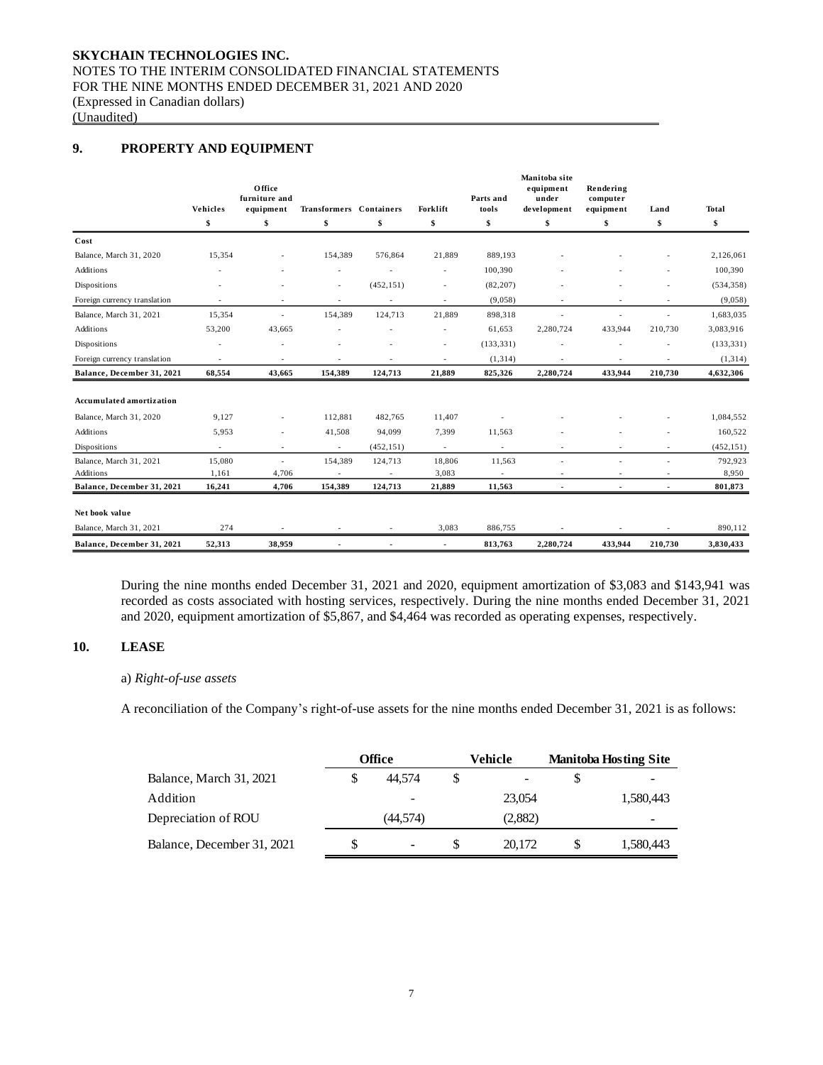## 9. PROPERTY AND EQUIPMENT

| | Vehicles | Office furniture and equipment | Transformers | Containers | Forklift | Parts and tools | Manitoba site equipment under development | Rendering computer equipment | Land | Total |
|---|---|---|---|---|---|---|---|---|---|---|
| | $ | $ | $ | $ | $ | $ | $ | $ | $ | $ |
| **Cost** | | | | | | | | | | |
| Balance, March 31, 2020 | 15,354 | - | 154,389 | 576,864 | 21,889 | 889,193 | - | - | - | 2,126,061 |
| Additions | - | - | - | - | - | 100,390 | - | - | - | 100,390 |
| Dispositions | - | - | - | (452,151) | - | (82,207) | - | - | - | (534,358) |
| Foreign currency translation | - | - | - | - | - | (9,058) | - | - | - | (9,058) |
| Balance, March 31, 2021 | 15,354 | - | 154,389 | 124,713 | 21,889 | 898,318 | - | - | - | 1,683,035 |
| Additions | 53,200 | 43,665 | - | - | - | 61,653 | 2,280,724 | 433,944 | 210,730 | 3,083,916 |
| Dispositions | - | - | - | - | - | (133,331) | - | - | - | (133,331) |
| Foreign currency translation | - | - | - | - | - | (1,314) | - | - | - | (1,314) |
| **Balance, December 31, 2021** | **68,554** | **43,665** | **154,389** | **124,713** | **21,889** | **825,326** | **2,280,724** | **433,944** | **210,730** | **4,632,306** |
| **Accumulated amortization** | | | | | | | | | | |
| Balance, March 31, 2020 | 9,127 | - | 112,881 | 482,765 | 11,407 | - | - | - | - | 1,084,552 |
| Additions | 5,953 | - | 41,508 | 94,099 | 7,399 | 11,563 | - | - | - | 160,522 |
| Dispositions | - | - | - | (452,151) | - | - | - | - | - | (452,151) |
| Balance, March 31, 2021 | 15,080 | - | 154,389 | 124,713 | 18,806 | 11,563 | - | - | - | 792,923 |
| Additions | 1,161 | 4,706 | - | - | 3,083 | - | - | - | - | 8,950 |
| **Balance, December 31, 2021** | **16,241** | **4,706** | **154,389** | **124,713** | **21,889** | **11,563** | **-** | **-** | **-** | **801,873** |
| **Net book value** | | | | | | | | | | |
| Balance, March 31, 2021 | 274 | - | - | - | 3,083 | 886,755 | - | - | - | 890,112 |
| **Balance, December 31, 2021** | **52,313** | **38,959** | **-** | **-** | **-** | **813,763** | **2,280,724** | **433,944** | **210,730** | **3,830,433** |

During the nine months ended December 31, 2021 and 2020, equipment amortization of $3,083 and $143,941 was recorded as costs associated with hosting services, respectively. During the nine months ended December 31, 2021 and 2020, equipment amortization of $5,867, and $4,464 was recorded as operating expenses, respectively.

## 10. LEASE

a) *Right-of-use assets*

A reconciliation of the Company's right-of-use assets for the nine months ended December 31, 2021 is as follows:

| | Office | Vehicle | Manitoba Hosting Site |
|---|---|---|---|
| Balance, March 31, 2021 | $ 44,574 | $ - | $ - |
| Addition | - | 23,054 | 1,580,443 |
| Depreciation of ROU | (44,574) | (2,882) | - |
| Balance, December 31, 2021 | $ - | $ 20,172 | $ 1,580,443 |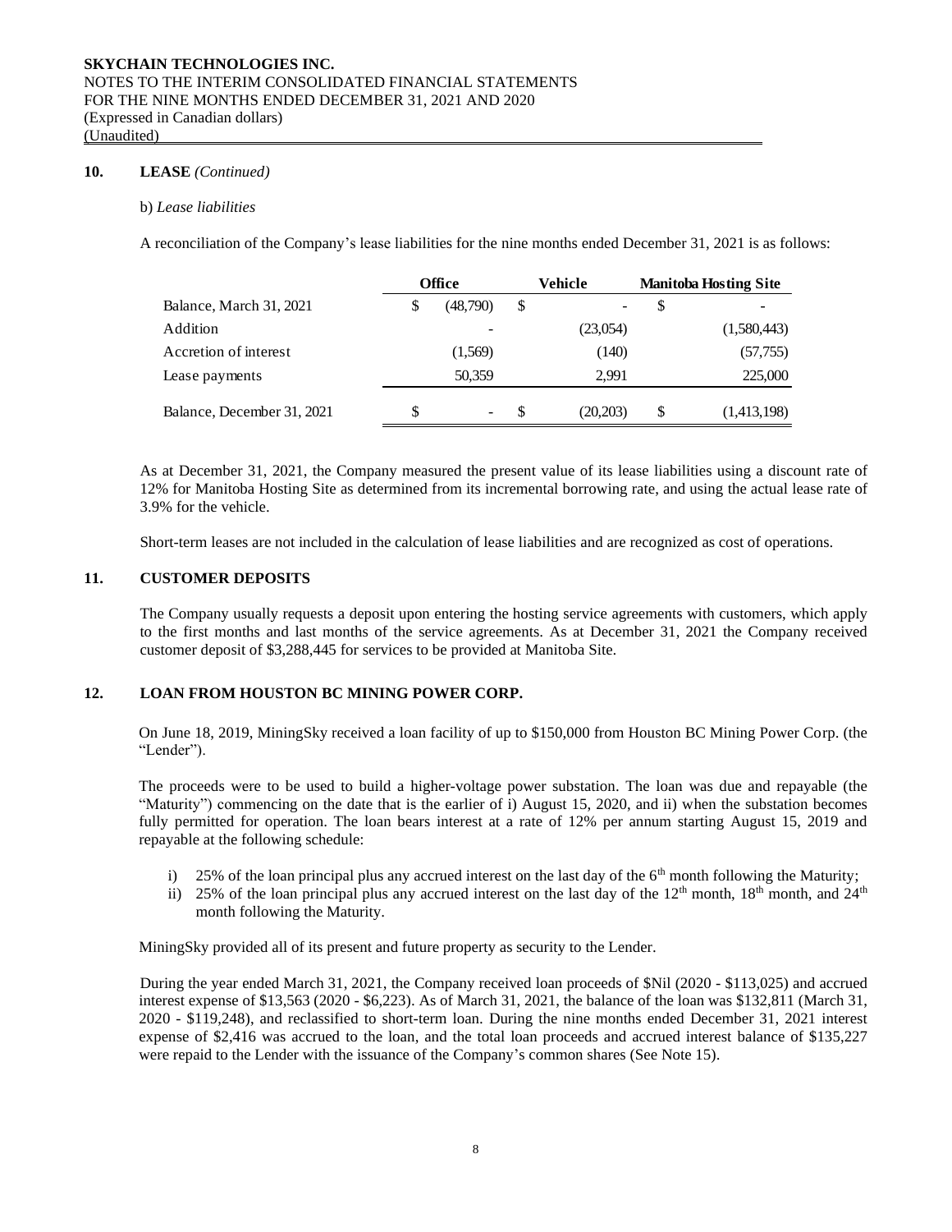## 10. LEASE *(Continued)*

b) *Lease liabilities*

A reconciliation of the Company's lease liabilities for the nine months ended December 31, 2021 is as follows:

| | Office | Vehicle | Manitoba Hosting Site |
|---|---|---|---|
| Balance, March 31, 2021 | $ (48,790) | $ - | $ - |
| Addition | - | (23,054) | (1,580,443) |
| Accretion of interest | (1,569) | (140) | (57,755) |
| Lease payments | 50,359 | 2,991 | 225,000 |
| Balance, December 31, 2021 | $ - | $ (20,203) | $ (1,413,198) |

As at December 31, 2021, the Company measured the present value of its lease liabilities using a discount rate of 12% for Manitoba Hosting Site as determined from its incremental borrowing rate, and using the actual lease rate of 3.9% for the vehicle.

Short-term leases are not included in the calculation of lease liabilities and are recognized as cost of operations.

## 11. CUSTOMER DEPOSITS

The Company usually requests a deposit upon entering the hosting service agreements with customers, which apply to the first months and last months of the service agreements. As at December 31, 2021 the Company received customer deposit of $3,288,445 for services to be provided at Manitoba Site.

## 12. LOAN FROM HOUSTON BC MINING POWER CORP.

On June 18, 2019, MiningSky received a loan facility of up to $150,000 from Houston BC Mining Power Corp. (the "Lender").

The proceeds were to be used to build a higher-voltage power substation. The loan was due and repayable (the "Maturity") commencing on the date that is the earlier of i) August 15, 2020, and ii) when the substation becomes fully permitted for operation. The loan bears interest at a rate of 12% per annum starting August 15, 2019 and repayable at the following schedule:

i) 25% of the loan principal plus any accrued interest on the last day of the 6th month following the Maturity;
ii) 25% of the loan principal plus any accrued interest on the last day of the 12th month, 18th month, and 24th month following the Maturity.

MiningSky provided all of its present and future property as security to the Lender.

During the year ended March 31, 2021, the Company received loan proceeds of $Nil (2020 - $113,025) and accrued interest expense of $13,563 (2020 - $6,223). As of March 31, 2021, the balance of the loan was $132,811 (March 31, 2020 - $119,248), and reclassified to short-term loan. During the nine months ended December 31, 2021 interest expense of $2,416 was accrued to the loan, and the total loan proceeds and accrued interest balance of $135,227 were repaid to the Lender with the issuance of the Company's common shares (See Note 15).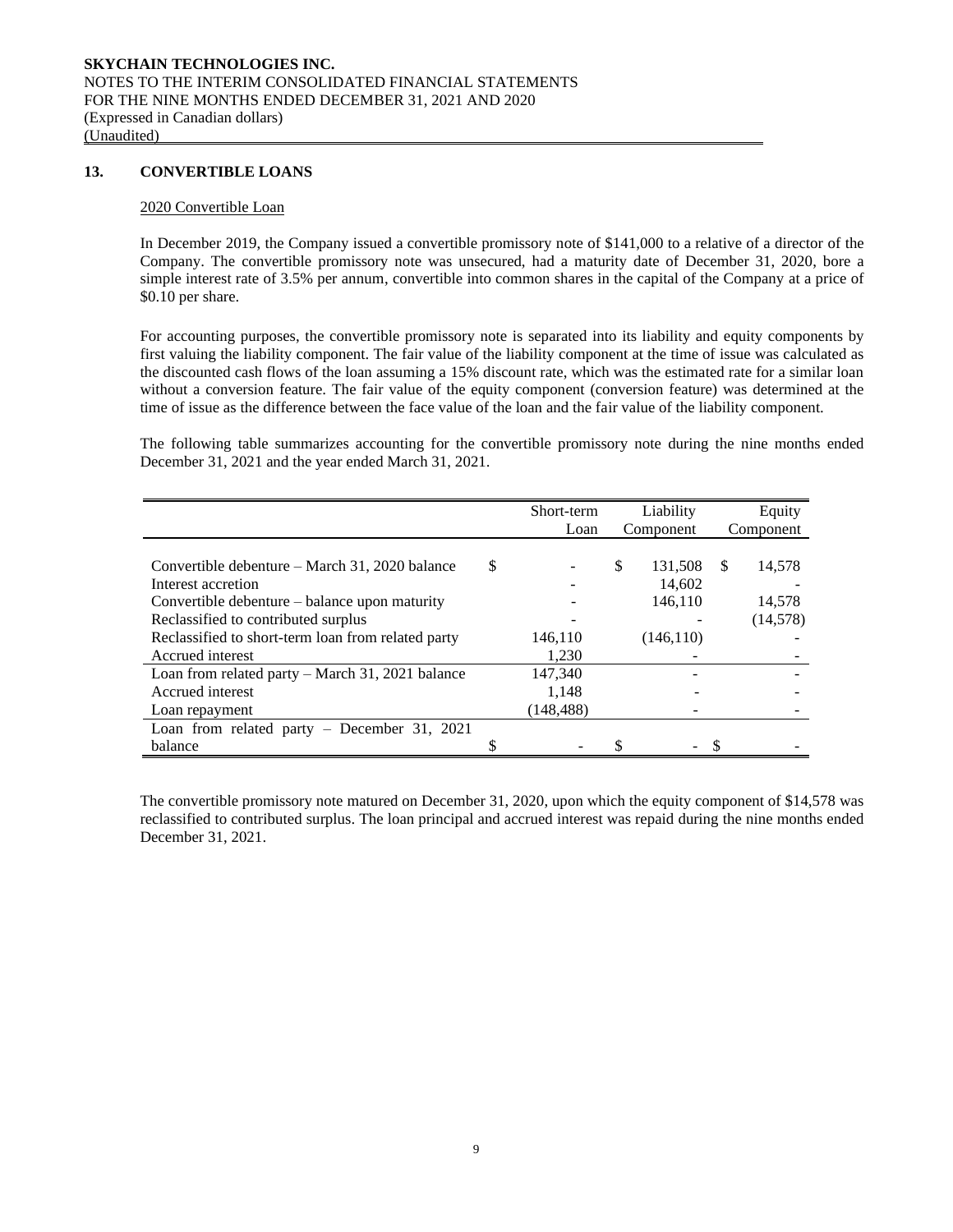## 13. CONVERTIBLE LOANS

### 2020 Convertible Loan

In December 2019, the Company issued a convertible promissory note of $141,000 to a relative of a director of the Company. The convertible promissory note was unsecured, had a maturity date of December 31, 2020, bore a simple interest rate of 3.5% per annum, convertible into common shares in the capital of the Company at a price of $0.10 per share.

For accounting purposes, the convertible promissory note is separated into its liability and equity components by first valuing the liability component. The fair value of the liability component at the time of issue was calculated as the discounted cash flows of the loan assuming a 15% discount rate, which was the estimated rate for a similar loan without a conversion feature. The fair value of the equity component (conversion feature) was determined at the time of issue as the difference between the face value of the loan and the fair value of the liability component.

The following table summarizes accounting for the convertible promissory note during the nine months ended December 31, 2021 and the year ended March 31, 2021.

| | Short-term Loan | Liability Component | Equity Component |
|---|---|---|---|
| Convertible debenture – March 31, 2020 balance | $ - | $ 131,508 | $ 14,578 |
| Interest accretion | - | 14,602 | - |
| Convertible debenture – balance upon maturity | - | 146,110 | 14,578 |
| Reclassified to contributed surplus | - | - | (14,578) |
| Reclassified to short-term loan from related party | 146,110 | (146,110) | - |
| Accrued interest | 1,230 | - | - |
| Loan from related party – March 31, 2021 balance | 147,340 | - | - |
| Accrued interest | 1,148 | - | - |
| Loan repayment | (148,488) | - | - |
| Loan from related party – December 31, 2021 balance | $ - | $ - | $ - |

The convertible promissory note matured on December 31, 2020, upon which the equity component of $14,578 was reclassified to contributed surplus. The loan principal and accrued interest was repaid during the nine months ended December 31, 2021.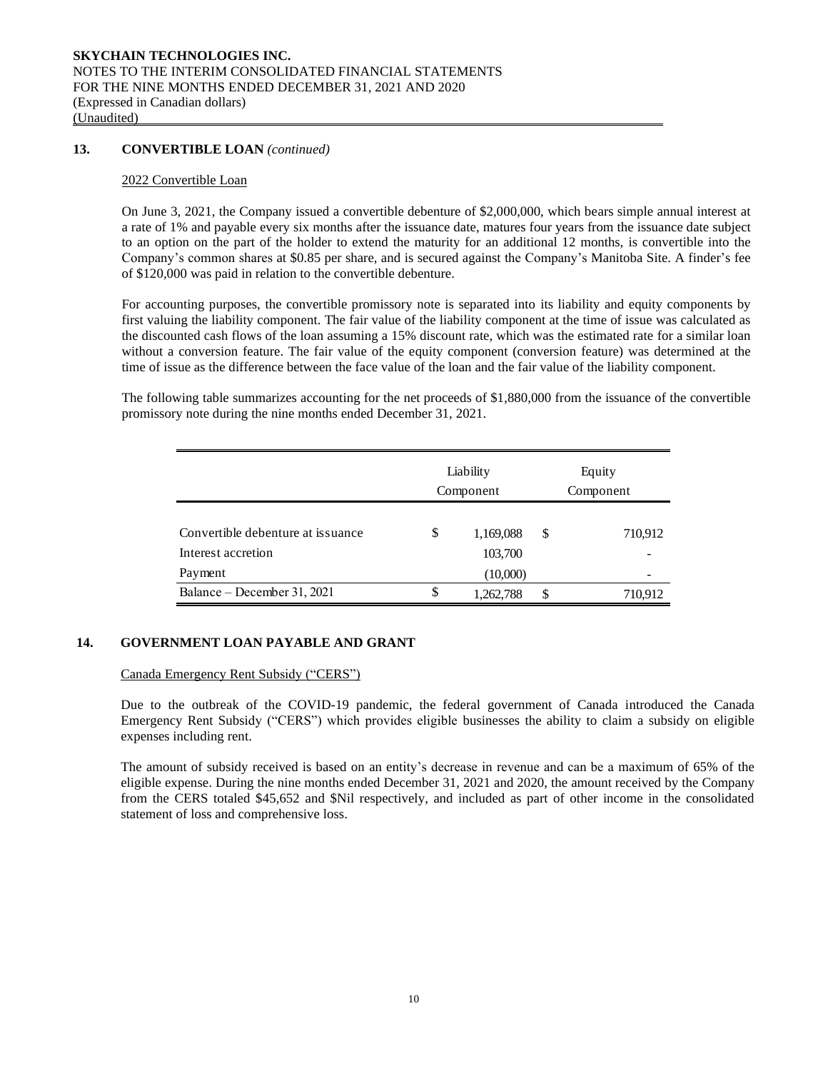## 13. CONVERTIBLE LOAN *(continued)*

2022 Convertible Loan

On June 3, 2021, the Company issued a convertible debenture of $2,000,000, which bears simple annual interest at a rate of 1% and payable every six months after the issuance date, matures four years from the issuance date subject to an option on the part of the holder to extend the maturity for an additional 12 months, is convertible into the Company's common shares at $0.85 per share, and is secured against the Company's Manitoba Site. A finder's fee of $120,000 was paid in relation to the convertible debenture.

For accounting purposes, the convertible promissory note is separated into its liability and equity components by first valuing the liability component. The fair value of the liability component at the time of issue was calculated as the discounted cash flows of the loan assuming a 15% discount rate, which was the estimated rate for a similar loan without a conversion feature. The fair value of the equity component (conversion feature) was determined at the time of issue as the difference between the face value of the loan and the fair value of the liability component.

The following table summarizes accounting for the net proceeds of $1,880,000 from the issuance of the convertible promissory note during the nine months ended December 31, 2021.

| | Liability Component | Equity Component |
|---|---|---|
| Convertible debenture at issuance | $ 1,169,088 | $ 710,912 |
| Interest accretion | 103,700 | - |
| Payment | (10,000) | - |
| Balance – December 31, 2021 | $ 1,262,788 | $ 710,912 |

## 14. GOVERNMENT LOAN PAYABLE AND GRANT

Canada Emergency Rent Subsidy ("CERS")

Due to the outbreak of the COVID-19 pandemic, the federal government of Canada introduced the Canada Emergency Rent Subsidy ("CERS") which provides eligible businesses the ability to claim a subsidy on eligible expenses including rent.

The amount of subsidy received is based on an entity's decrease in revenue and can be a maximum of 65% of the eligible expense. During the nine months ended December 31, 2021 and 2020, the amount received by the Company from the CERS totaled $45,652 and $Nil respectively, and included as part of other income in the consolidated statement of loss and comprehensive loss.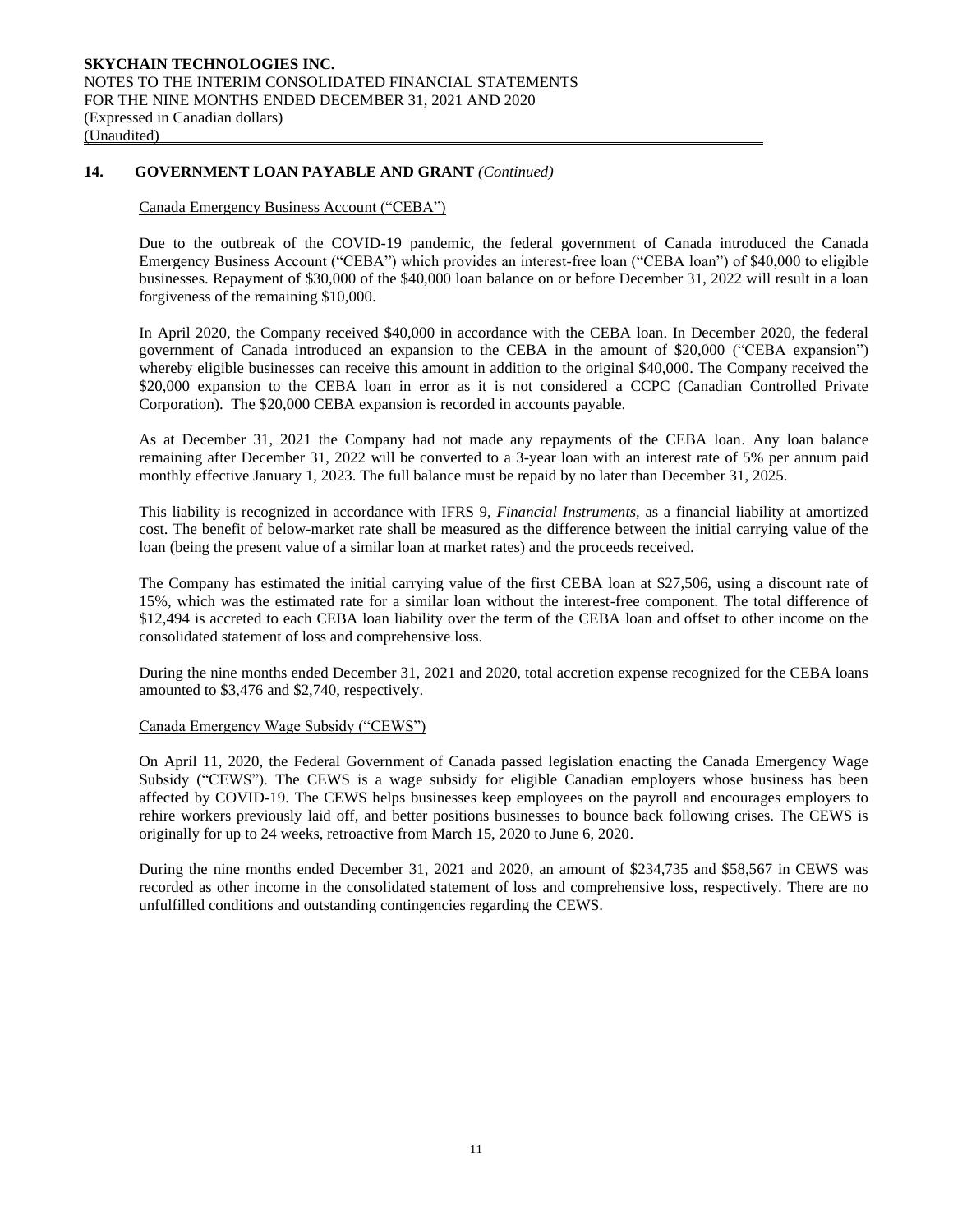## 14. GOVERNMENT LOAN PAYABLE AND GRANT *(Continued)*

Canada Emergency Business Account ("CEBA")

Due to the outbreak of the COVID-19 pandemic, the federal government of Canada introduced the Canada Emergency Business Account ("CEBA") which provides an interest-free loan ("CEBA loan") of $40,000 to eligible businesses. Repayment of $30,000 of the $40,000 loan balance on or before December 31, 2022 will result in a loan forgiveness of the remaining $10,000.

In April 2020, the Company received $40,000 in accordance with the CEBA loan. In December 2020, the federal government of Canada introduced an expansion to the CEBA in the amount of $20,000 ("CEBA expansion") whereby eligible businesses can receive this amount in addition to the original $40,000. The Company received the $20,000 expansion to the CEBA loan in error as it is not considered a CCPC (Canadian Controlled Private Corporation). The $20,000 CEBA expansion is recorded in accounts payable.

As at December 31, 2021 the Company had not made any repayments of the CEBA loan. Any loan balance remaining after December 31, 2022 will be converted to a 3-year loan with an interest rate of 5% per annum paid monthly effective January 1, 2023. The full balance must be repaid by no later than December 31, 2025.

This liability is recognized in accordance with IFRS 9, *Financial Instruments*, as a financial liability at amortized cost. The benefit of below-market rate shall be measured as the difference between the initial carrying value of the loan (being the present value of a similar loan at market rates) and the proceeds received.

The Company has estimated the initial carrying value of the first CEBA loan at $27,506, using a discount rate of 15%, which was the estimated rate for a similar loan without the interest-free component. The total difference of $12,494 is accreted to each CEBA loan liability over the term of the CEBA loan and offset to other income on the consolidated statement of loss and comprehensive loss.

During the nine months ended December 31, 2021 and 2020, total accretion expense recognized for the CEBA loans amounted to $3,476 and $2,740, respectively.

Canada Emergency Wage Subsidy ("CEWS")

On April 11, 2020, the Federal Government of Canada passed legislation enacting the Canada Emergency Wage Subsidy ("CEWS"). The CEWS is a wage subsidy for eligible Canadian employers whose business has been affected by COVID-19. The CEWS helps businesses keep employees on the payroll and encourages employers to rehire workers previously laid off, and better positions businesses to bounce back following crises. The CEWS is originally for up to 24 weeks, retroactive from March 15, 2020 to June 6, 2020.

During the nine months ended December 31, 2021 and 2020, an amount of $234,735 and $58,567 in CEWS was recorded as other income in the consolidated statement of loss and comprehensive loss, respectively. There are no unfulfilled conditions and outstanding contingencies regarding the CEWS.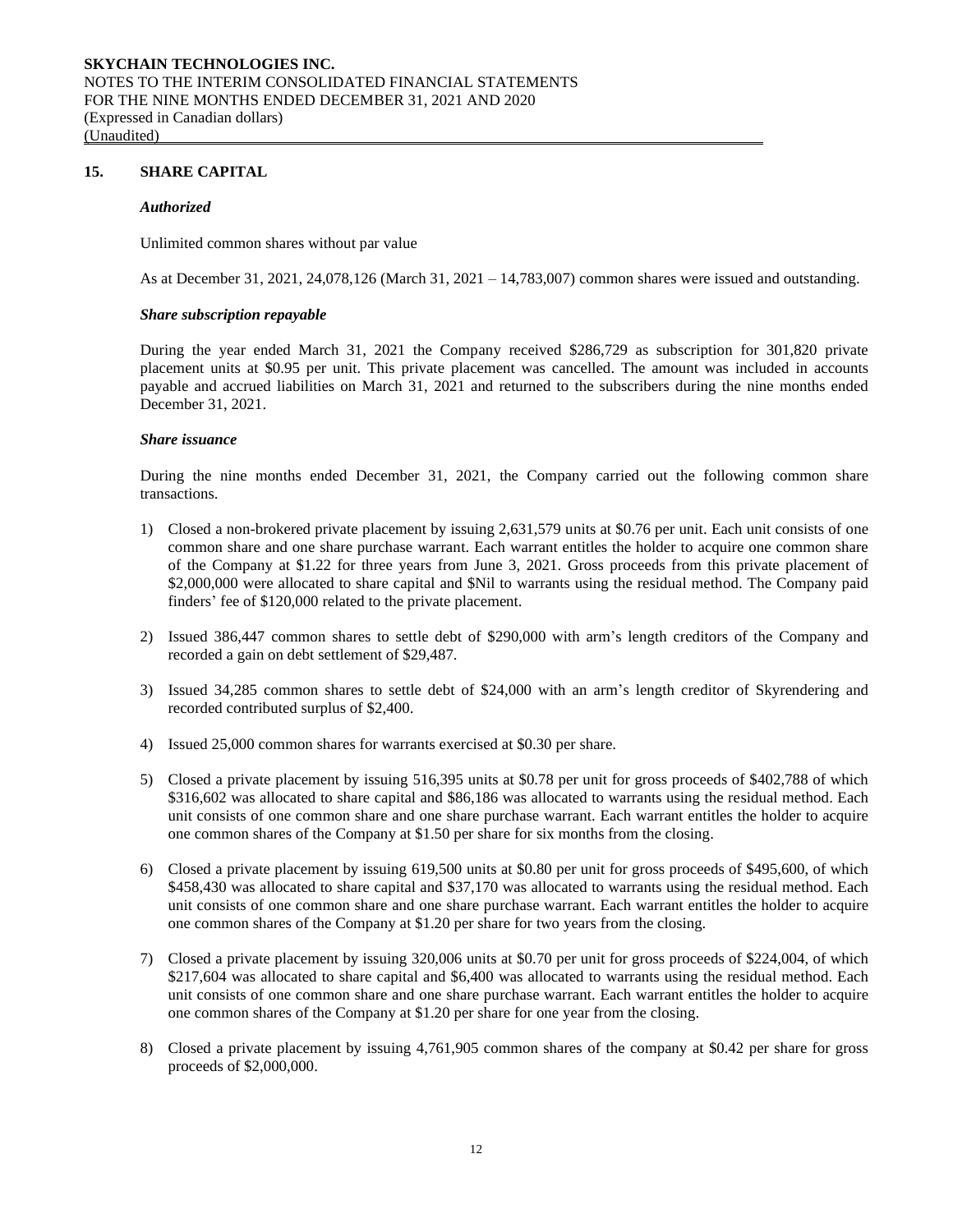## 15. SHARE CAPITAL

### *Authorized*

Unlimited common shares without par value

As at December 31, 2021, 24,078,126 (March 31, 2021 – 14,783,007) common shares were issued and outstanding.

### *Share subscription repayable*

During the year ended March 31, 2021 the Company received $286,729 as subscription for 301,820 private placement units at $0.95 per unit. This private placement was cancelled. The amount was included in accounts payable and accrued liabilities on March 31, 2021 and returned to the subscribers during the nine months ended December 31, 2021.

### *Share issuance*

During the nine months ended December 31, 2021, the Company carried out the following common share transactions.

1) Closed a non-brokered private placement by issuing 2,631,579 units at $0.76 per unit. Each unit consists of one common share and one share purchase warrant. Each warrant entitles the holder to acquire one common share of the Company at $1.22 for three years from June 3, 2021. Gross proceeds from this private placement of $2,000,000 were allocated to share capital and $Nil to warrants using the residual method. The Company paid finders' fee of $120,000 related to the private placement.

2) Issued 386,447 common shares to settle debt of $290,000 with arm's length creditors of the Company and recorded a gain on debt settlement of $29,487.

3) Issued 34,285 common shares to settle debt of $24,000 with an arm's length creditor of Skyrendering and recorded contributed surplus of $2,400.

4) Issued 25,000 common shares for warrants exercised at $0.30 per share.

5) Closed a private placement by issuing 516,395 units at $0.78 per unit for gross proceeds of $402,788 of which $316,602 was allocated to share capital and $86,186 was allocated to warrants using the residual method. Each unit consists of one common share and one share purchase warrant. Each warrant entitles the holder to acquire one common shares of the Company at $1.50 per share for six months from the closing.

6) Closed a private placement by issuing 619,500 units at $0.80 per unit for gross proceeds of $495,600, of which $458,430 was allocated to share capital and $37,170 was allocated to warrants using the residual method. Each unit consists of one common share and one share purchase warrant. Each warrant entitles the holder to acquire one common shares of the Company at $1.20 per share for two years from the closing.

7) Closed a private placement by issuing 320,006 units at $0.70 per unit for gross proceeds of $224,004, of which $217,604 was allocated to share capital and $6,400 was allocated to warrants using the residual method. Each unit consists of one common share and one share purchase warrant. Each warrant entitles the holder to acquire one common shares of the Company at $1.20 per share for one year from the closing.

8) Closed a private placement by issuing 4,761,905 common shares of the company at $0.42 per share for gross proceeds of $2,000,000.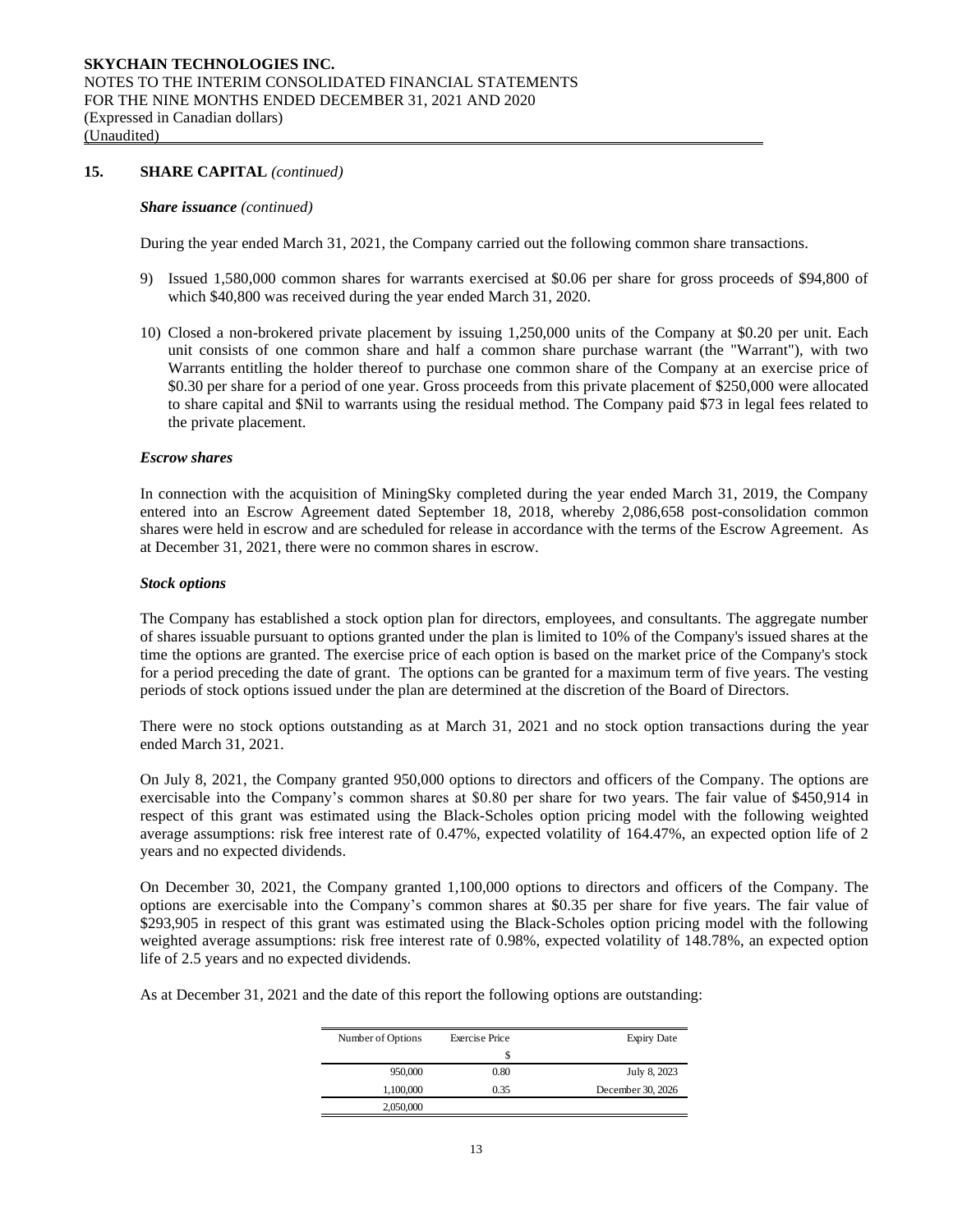## 15. SHARE CAPITAL *(continued)*

***Share issuance*** *(continued)*

During the year ended March 31, 2021, the Company carried out the following common share transactions.

9) Issued 1,580,000 common shares for warrants exercised at $0.06 per share for gross proceeds of $94,800 of which $40,800 was received during the year ended March 31, 2020.

10) Closed a non-brokered private placement by issuing 1,250,000 units of the Company at $0.20 per unit. Each unit consists of one common share and half a common share purchase warrant (the "Warrant"), with two Warrants entitling the holder thereof to purchase one common share of the Company at an exercise price of $0.30 per share for a period of one year. Gross proceeds from this private placement of $250,000 were allocated to share capital and $Nil to warrants using the residual method. The Company paid $73 in legal fees related to the private placement.

***Escrow shares***

In connection with the acquisition of MiningSky completed during the year ended March 31, 2019, the Company entered into an Escrow Agreement dated September 18, 2018, whereby 2,086,658 post-consolidation common shares were held in escrow and are scheduled for release in accordance with the terms of the Escrow Agreement. As at December 31, 2021, there were no common shares in escrow.

***Stock options***

The Company has established a stock option plan for directors, employees, and consultants. The aggregate number of shares issuable pursuant to options granted under the plan is limited to 10% of the Company's issued shares at the time the options are granted. The exercise price of each option is based on the market price of the Company's stock for a period preceding the date of grant. The options can be granted for a maximum term of five years. The vesting periods of stock options issued under the plan are determined at the discretion of the Board of Directors.

There were no stock options outstanding as at March 31, 2021 and no stock option transactions during the year ended March 31, 2021.

On July 8, 2021, the Company granted 950,000 options to directors and officers of the Company. The options are exercisable into the Company's common shares at $0.80 per share for two years. The fair value of $450,914 in respect of this grant was estimated using the Black-Scholes option pricing model with the following weighted average assumptions: risk free interest rate of 0.47%, expected volatility of 164.47%, an expected option life of 2 years and no expected dividends.

On December 30, 2021, the Company granted 1,100,000 options to directors and officers of the Company. The options are exercisable into the Company's common shares at $0.35 per share for five years. The fair value of $293,905 in respect of this grant was estimated using the Black-Scholes option pricing model with the following weighted average assumptions: risk free interest rate of 0.98%, expected volatility of 148.78%, an expected option life of 2.5 years and no expected dividends.

As at December 31, 2021 and the date of this report the following options are outstanding:

| Number of Options | Exercise Price | Expiry Date |
|---|---|---|
| | $ | |
| 950,000 | 0.80 | July 8, 2023 |
| 1,100,000 | 0.35 | December 30, 2026 |
| 2,050,000 | | |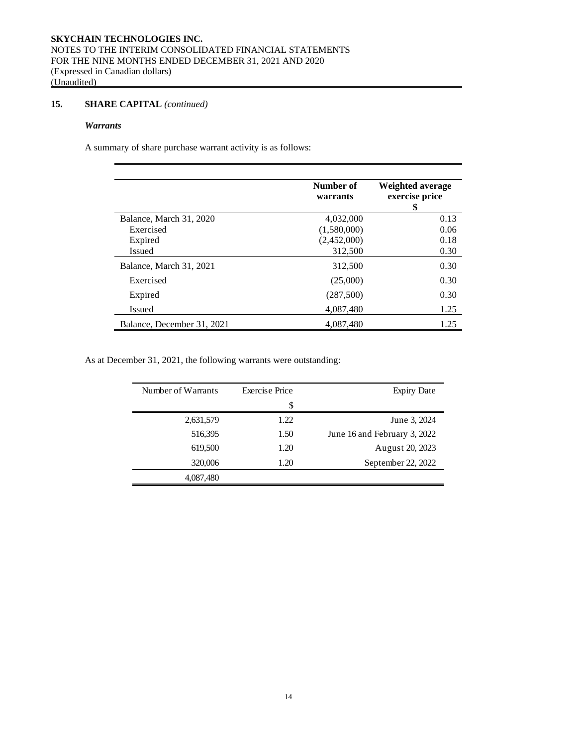**SKYCHAIN TECHNOLOGIES INC.**
NOTES TO THE INTERIM CONSOLIDATED FINANCIAL STATEMENTS
FOR THE NINE MONTHS ENDED DECEMBER 31, 2021 AND 2020
(Expressed in Canadian dollars)
(Unaudited)

## 15. SHARE CAPITAL *(continued)*

### *Warrants*

A summary of share purchase warrant activity is as follows:

| | Number of warrants | Weighted average exercise price $ |
|---|---|---|
| Balance, March 31, 2020 | 4,032,000 | 0.13 |
| Exercised | (1,580,000) | 0.06 |
| Expired | (2,452,000) | 0.18 |
| Issued | 312,500 | 0.30 |
| Balance, March 31, 2021 | 312,500 | 0.30 |
| Exercised | (25,000) | 0.30 |
| Expired | (287,500) | 0.30 |
| Issued | 4,087,480 | 1.25 |
| Balance, December 31, 2021 | 4,087,480 | 1.25 |

As at December 31, 2021, the following warrants were outstanding:

| Number of Warrants | Exercise Price $ | Expiry Date |
|---|---|---|
| 2,631,579 | 1.22 | June 3, 2024 |
| 516,395 | 1.50 | June 16 and February 3, 2022 |
| 619,500 | 1.20 | August 20, 2023 |
| 320,006 | 1.20 | September 22, 2022 |
| 4,087,480 | | |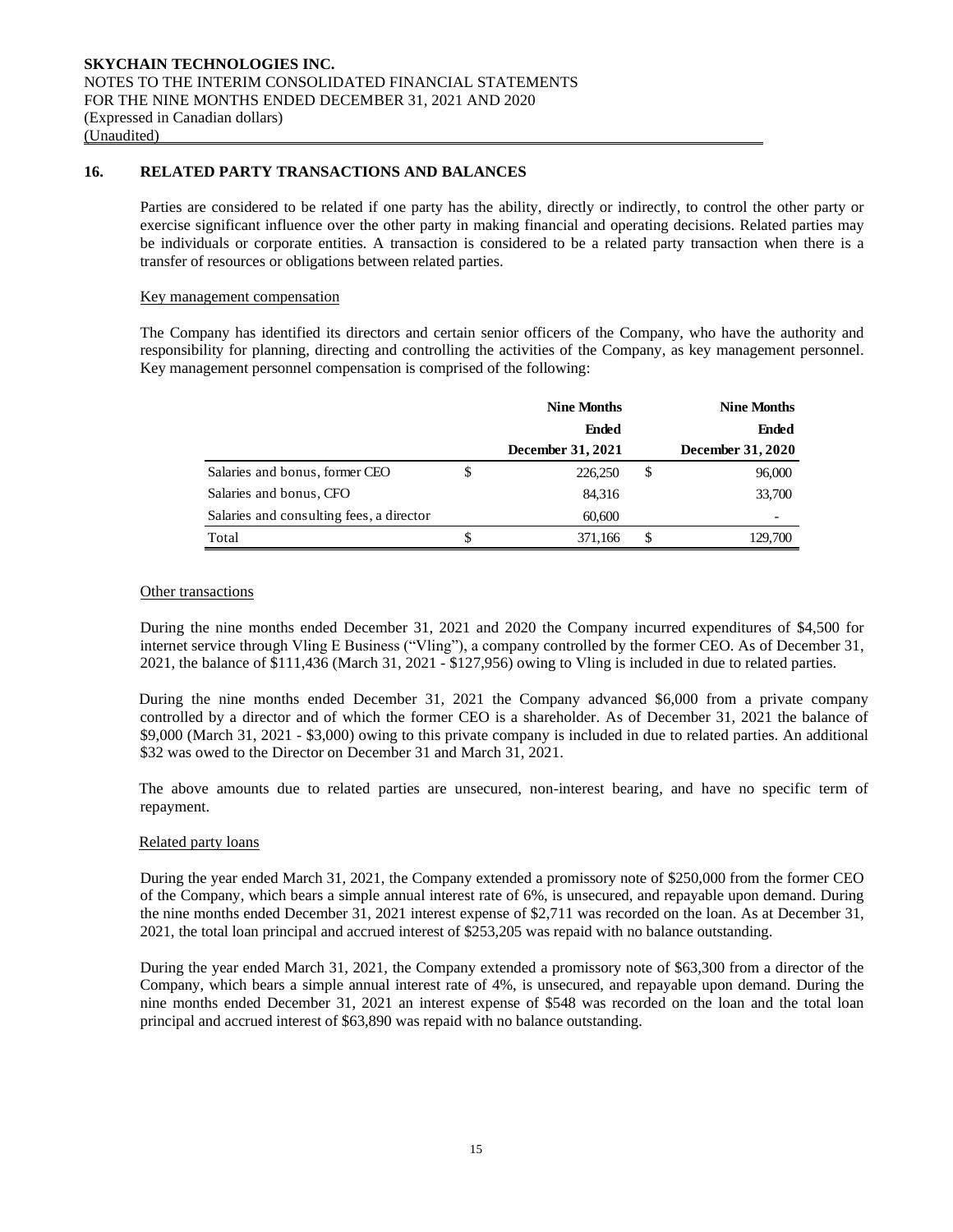**SKYCHAIN TECHNOLOGIES INC.**
NOTES TO THE INTERIM CONSOLIDATED FINANCIAL STATEMENTS
FOR THE NINE MONTHS ENDED DECEMBER 31, 2021 AND 2020
(Expressed in Canadian dollars)
(Unaudited)

## 16. RELATED PARTY TRANSACTIONS AND BALANCES

Parties are considered to be related if one party has the ability, directly or indirectly, to control the other party or exercise significant influence over the other party in making financial and operating decisions. Related parties may be individuals or corporate entities. A transaction is considered to be a related party transaction when there is a transfer of resources or obligations between related parties.

Key management compensation

The Company has identified its directors and certain senior officers of the Company, who have the authority and responsibility for planning, directing and controlling the activities of the Company, as key management personnel. Key management personnel compensation is comprised of the following:

| | Nine Months Ended December 31, 2021 | Nine Months Ended December 31, 2020 |
|---|---|---|
| Salaries and bonus, former CEO | $ 226,250 | $ 96,000 |
| Salaries and bonus, CFO | 84,316 | 33,700 |
| Salaries and consulting fees, a director | 60,600 | - |
| Total | $ 371,166 | $ 129,700 |

Other transactions

During the nine months ended December 31, 2021 and 2020 the Company incurred expenditures of $4,500 for internet service through Vling E Business ("Vling"), a company controlled by the former CEO. As of December 31, 2021, the balance of $111,436 (March 31, 2021 - $127,956) owing to Vling is included in due to related parties.

During the nine months ended December 31, 2021 the Company advanced $6,000 from a private company controlled by a director and of which the former CEO is a shareholder. As of December 31, 2021 the balance of $9,000 (March 31, 2021 - $3,000) owing to this private company is included in due to related parties. An additional $32 was owed to the Director on December 31 and March 31, 2021.

The above amounts due to related parties are unsecured, non-interest bearing, and have no specific term of repayment.

Related party loans

During the year ended March 31, 2021, the Company extended a promissory note of $250,000 from the former CEO of the Company, which bears a simple annual interest rate of 6%, is unsecured, and repayable upon demand. During the nine months ended December 31, 2021 interest expense of $2,711 was recorded on the loan. As at December 31, 2021, the total loan principal and accrued interest of $253,205 was repaid with no balance outstanding.

During the year ended March 31, 2021, the Company extended a promissory note of $63,300 from a director of the Company, which bears a simple annual interest rate of 4%, is unsecured, and repayable upon demand. During the nine months ended December 31, 2021 an interest expense of $548 was recorded on the loan and the total loan principal and accrued interest of $63,890 was repaid with no balance outstanding.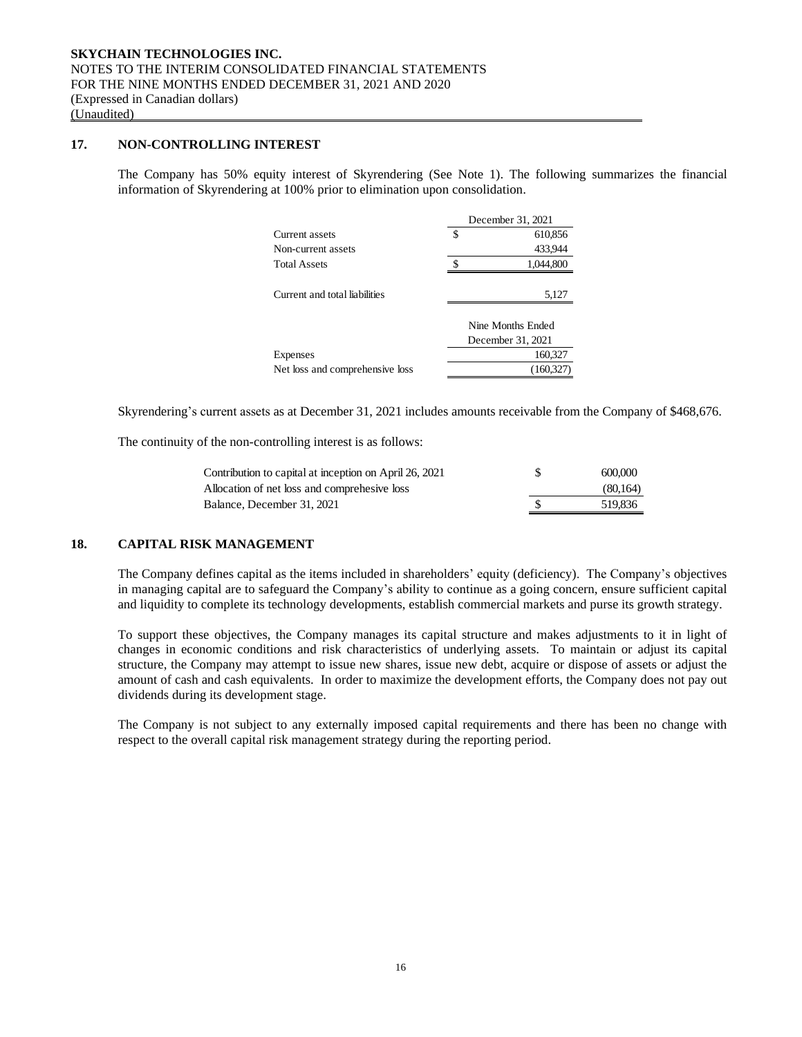## 17. NON-CONTROLLING INTEREST

The Company has 50% equity interest of Skyrendering (See Note 1). The following summarizes the financial information of Skyrendering at 100% prior to elimination upon consolidation.

| | | December 31, 2021 |
|---|---|---|
| Current assets | $ | 610,856 |
| Non-current assets | | 433,944 |
| Total Assets | $ | 1,044,800 |
| | | |
| Current and total liabilities | | 5,127 |
| | | |
| | | Nine Months Ended December 31, 2021 |
| Expenses | | 160,327 |
| Net loss and comprehensive loss | | (160,327) |

Skyrendering's current assets as at December 31, 2021 includes amounts receivable from the Company of $468,676.

The continuity of the non-controlling interest is as follows:

| | | |
|---|---|---|
| Contribution to capital at inception on April 26, 2021 | $ | 600,000 |
| Allocation of net loss and comprehesive loss | | (80,164) |
| Balance, December 31, 2021 | $ | 519,836 |

## 18. CAPITAL RISK MANAGEMENT

The Company defines capital as the items included in shareholders' equity (deficiency). The Company's objectives in managing capital are to safeguard the Company's ability to continue as a going concern, ensure sufficient capital and liquidity to complete its technology developments, establish commercial markets and purse its growth strategy.

To support these objectives, the Company manages its capital structure and makes adjustments to it in light of changes in economic conditions and risk characteristics of underlying assets. To maintain or adjust its capital structure, the Company may attempt to issue new shares, issue new debt, acquire or dispose of assets or adjust the amount of cash and cash equivalents. In order to maximize the development efforts, the Company does not pay out dividends during its development stage.

The Company is not subject to any externally imposed capital requirements and there has been no change with respect to the overall capital risk management strategy during the reporting period.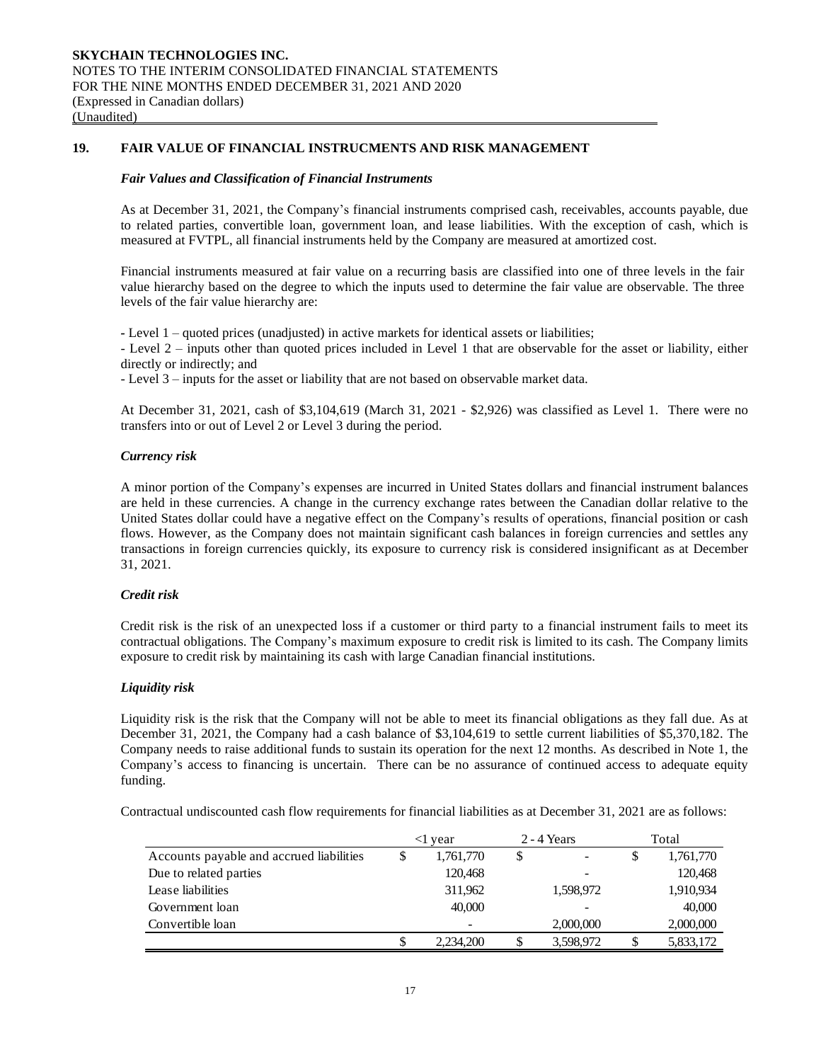## 19. FAIR VALUE OF FINANCIAL INSTRUCMENTS AND RISK MANAGEMENT

### *Fair Values and Classification of Financial Instruments*

As at December 31, 2021, the Company's financial instruments comprised cash, receivables, accounts payable, due to related parties, convertible loan, government loan, and lease liabilities. With the exception of cash, which is measured at FVTPL, all financial instruments held by the Company are measured at amortized cost.

Financial instruments measured at fair value on a recurring basis are classified into one of three levels in the fair value hierarchy based on the degree to which the inputs used to determine the fair value are observable. The three levels of the fair value hierarchy are:

- Level 1 – quoted prices (unadjusted) in active markets for identical assets or liabilities;
- Level 2 – inputs other than quoted prices included in Level 1 that are observable for the asset or liability, either directly or indirectly; and
- Level 3 – inputs for the asset or liability that are not based on observable market data.

At December 31, 2021, cash of $3,104,619 (March 31, 2021 - $2,926) was classified as Level 1. There were no transfers into or out of Level 2 or Level 3 during the period.

### *Currency risk*

A minor portion of the Company's expenses are incurred in United States dollars and financial instrument balances are held in these currencies. A change in the currency exchange rates between the Canadian dollar relative to the United States dollar could have a negative effect on the Company's results of operations, financial position or cash flows. However, as the Company does not maintain significant cash balances in foreign currencies and settles any transactions in foreign currencies quickly, its exposure to currency risk is considered insignificant as at December 31, 2021.

### *Credit risk*

Credit risk is the risk of an unexpected loss if a customer or third party to a financial instrument fails to meet its contractual obligations. The Company's maximum exposure to credit risk is limited to its cash. The Company limits exposure to credit risk by maintaining its cash with large Canadian financial institutions.

### *Liquidity risk*

Liquidity risk is the risk that the Company will not be able to meet its financial obligations as they fall due. As at December 31, 2021, the Company had a cash balance of $3,104,619 to settle current liabilities of $5,370,182. The Company needs to raise additional funds to sustain its operation for the next 12 months. As described in Note 1, the Company's access to financing is uncertain. There can be no assurance of continued access to adequate equity funding.

Contractual undiscounted cash flow requirements for financial liabilities as at December 31, 2021 are as follows:

| | <1 year | 2 - 4 Years | Total |
|---|---|---|---|
| Accounts payable and accrued liabilities | $ 1,761,770 | $ - | $ 1,761,770 |
| Due to related parties | 120,468 | - | 120,468 |
| Lease liabilities | 311,962 | 1,598,972 | 1,910,934 |
| Government loan | 40,000 | - | 40,000 |
| Convertible loan | - | 2,000,000 | 2,000,000 |
| | $ 2,234,200 | $ 3,598,972 | $ 5,833,172 |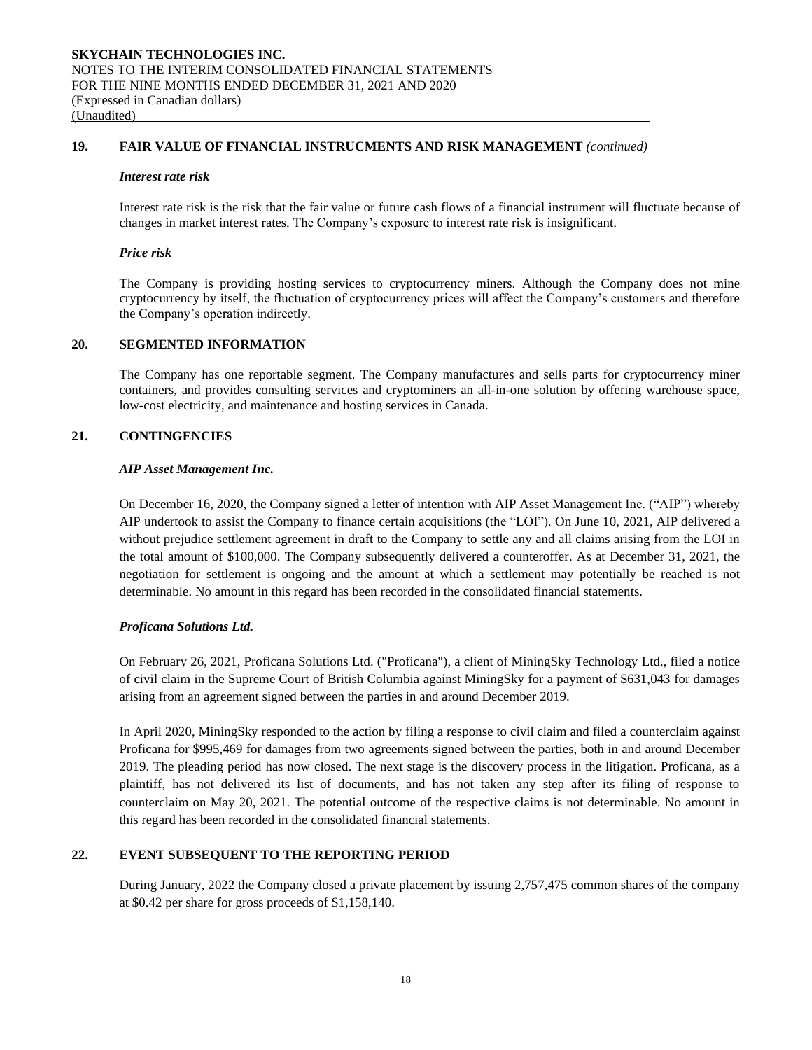## 19. FAIR VALUE OF FINANCIAL INSTRUCMENTS AND RISK MANAGEMENT *(continued)*

### *Interest rate risk*

Interest rate risk is the risk that the fair value or future cash flows of a financial instrument will fluctuate because of changes in market interest rates. The Company's exposure to interest rate risk is insignificant.

### *Price risk*

The Company is providing hosting services to cryptocurrency miners. Although the Company does not mine cryptocurrency by itself, the fluctuation of cryptocurrency prices will affect the Company's customers and therefore the Company's operation indirectly.

## 20. SEGMENTED INFORMATION

The Company has one reportable segment. The Company manufactures and sells parts for cryptocurrency miner containers, and provides consulting services and cryptominers an all-in-one solution by offering warehouse space, low-cost electricity, and maintenance and hosting services in Canada.

## 21. CONTINGENCIES

### *AIP Asset Management Inc.*

On December 16, 2020, the Company signed a letter of intention with AIP Asset Management Inc. ("AIP") whereby AIP undertook to assist the Company to finance certain acquisitions (the "LOI"). On June 10, 2021, AIP delivered a without prejudice settlement agreement in draft to the Company to settle any and all claims arising from the LOI in the total amount of $100,000. The Company subsequently delivered a counteroffer. As at December 31, 2021, the negotiation for settlement is ongoing and the amount at which a settlement may potentially be reached is not determinable. No amount in this regard has been recorded in the consolidated financial statements.

### *Proficana Solutions Ltd.*

On February 26, 2021, Proficana Solutions Ltd. ("Proficana"), a client of MiningSky Technology Ltd., filed a notice of civil claim in the Supreme Court of British Columbia against MiningSky for a payment of $631,043 for damages arising from an agreement signed between the parties in and around December 2019.

In April 2020, MiningSky responded to the action by filing a response to civil claim and filed a counterclaim against Proficana for $995,469 for damages from two agreements signed between the parties, both in and around December 2019. The pleading period has now closed. The next stage is the discovery process in the litigation. Proficana, as a plaintiff, has not delivered its list of documents, and has not taken any step after its filing of response to counterclaim on May 20, 2021. The potential outcome of the respective claims is not determinable. No amount in this regard has been recorded in the consolidated financial statements.

## 22. EVENT SUBSEQUENT TO THE REPORTING PERIOD

During January, 2022 the Company closed a private placement by issuing 2,757,475 common shares of the company at $0.42 per share for gross proceeds of $1,158,140.